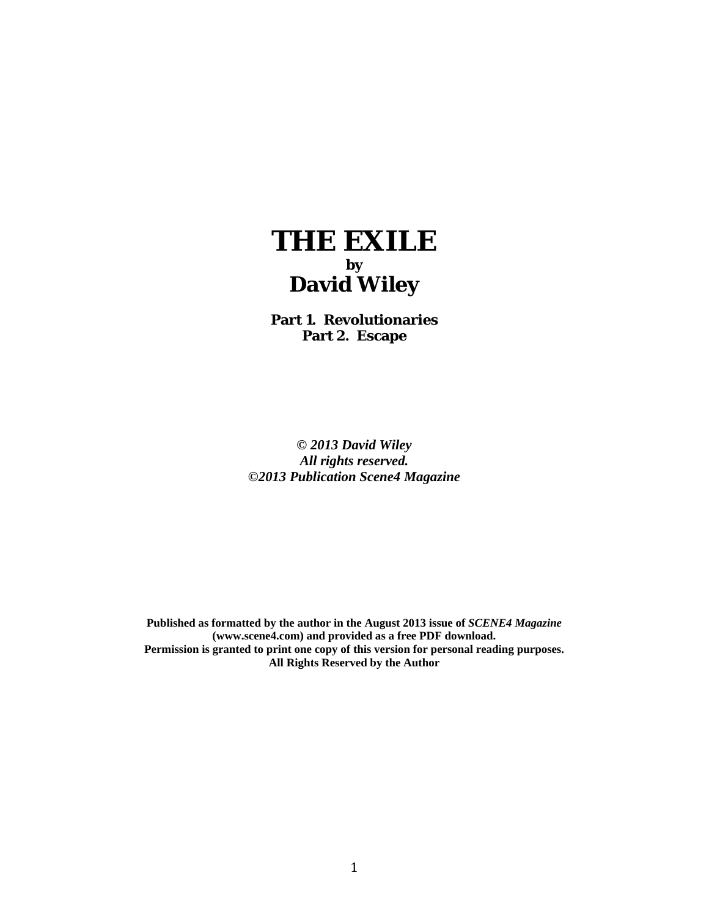# THE EXILE

**by**

## David Wiley

**Part 1. Revolutionaries**
**Part 2. Escape**

***© 2013 David Wiley***
***All rights reserved.***
***©2013 Publication Scene4 Magazine***

**Published as formatted by the author in the August 2013 issue of *SCENE4 Magazine* (www.scene4.com) and provided as a free PDF download.**
**Permission is granted to print one copy of this version for personal reading purposes.**
**All Rights Reserved by the Author**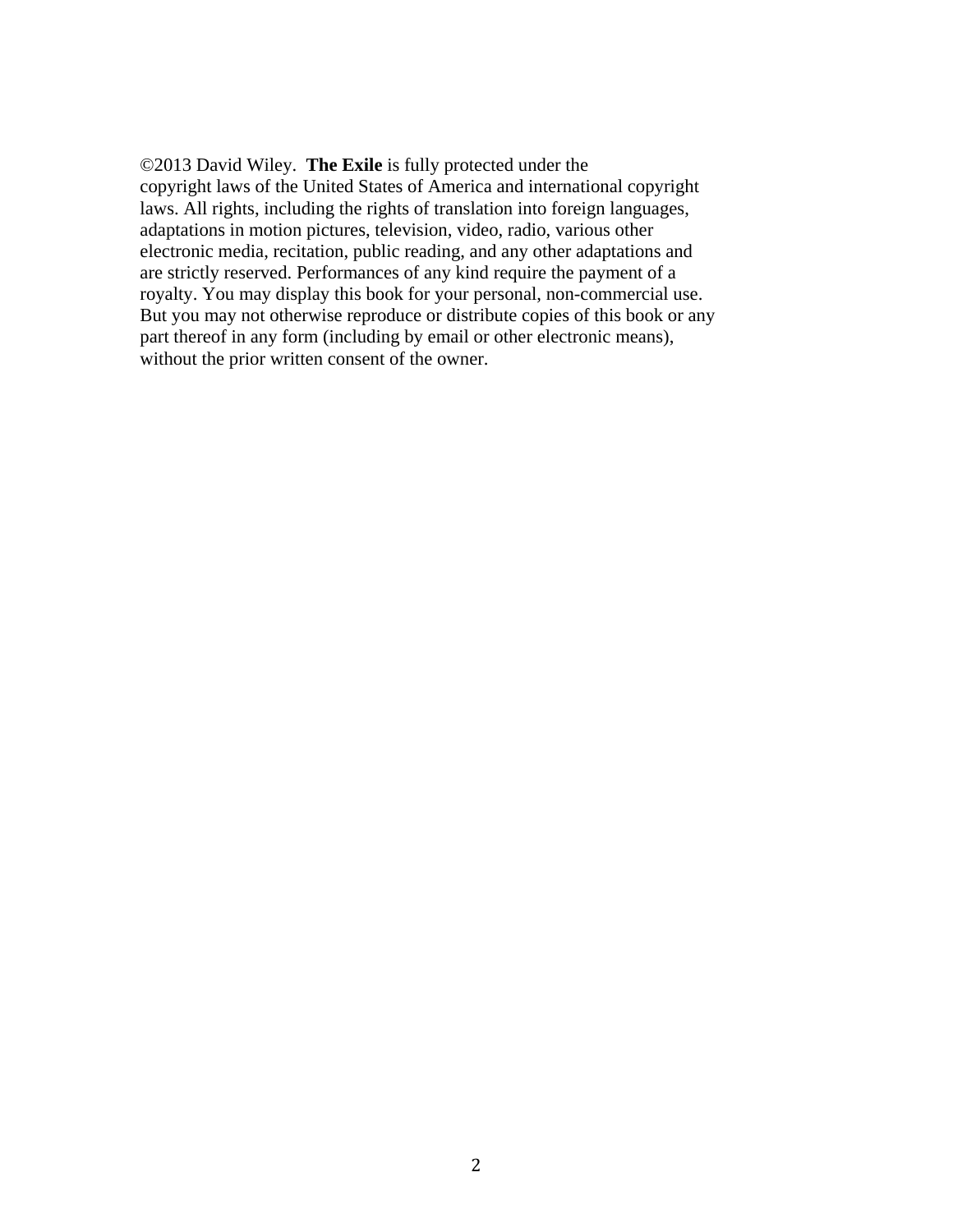©2013 David Wiley. **The Exile** is fully protected under the copyright laws of the United States of America and international copyright laws. All rights, including the rights of translation into foreign languages, adaptations in motion pictures, television, video, radio, various other electronic media, recitation, public reading, and any other adaptations and are strictly reserved. Performances of any kind require the payment of a royalty. You may display this book for your personal, non-commercial use. But you may not otherwise reproduce or distribute copies of this book or any part thereof in any form (including by email or other electronic means), without the prior written consent of the owner.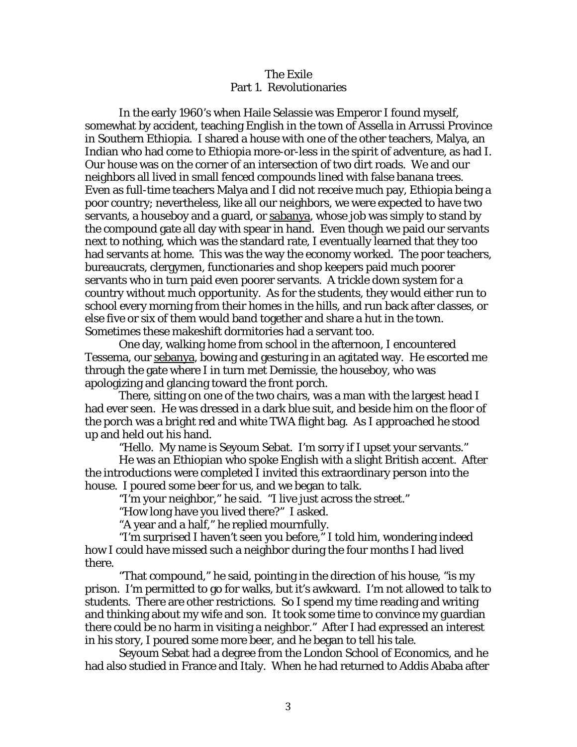# The Exile

## Part 1. Revolutionaries

In the early 1960's when Haile Selassie was Emperor I found myself, somewhat by accident, teaching English in the town of Assella in Arrussi Province in Southern Ethiopia. I shared a house with one of the other teachers, Malya, an Indian who had come to Ethiopia more-or-less in the spirit of adventure, as had I. Our house was on the corner of an intersection of two dirt roads. We and our neighbors all lived in small fenced compounds lined with false banana trees. Even as full-time teachers Malya and I did not receive much pay, Ethiopia being a poor country; nevertheless, like all our neighbors, we were expected to have two servants, a houseboy and a guard, or <u>sabanya</u>, whose job was simply to stand by the compound gate all day with spear in hand. Even though we paid our servants next to nothing, which was the standard rate, I eventually learned that they too had servants at home. This was the way the economy worked. The poor teachers, bureaucrats, clergymen, functionaries and shop keepers paid much poorer servants who in turn paid even poorer servants. A trickle down system for a country without much opportunity. As for the students, they would either run to school every morning from their homes in the hills, and run back after classes, or else five or six of them would band together and share a hut in the town. Sometimes these makeshift dormitories had a servant too.

One day, walking home from school in the afternoon, I encountered Tessema, our <u>sebanya</u>, bowing and gesturing in an agitated way. He escorted me through the gate where I in turn met Demissie, the houseboy, who was apologizing and glancing toward the front porch.

There, sitting on one of the two chairs, was a man with the largest head I had ever seen. He was dressed in a dark blue suit, and beside him on the floor of the porch was a bright red and white TWA flight bag. As I approached he stood up and held out his hand.

"Hello. My name is Seyoum Sebat. I'm sorry if I upset your servants."

He was an Ethiopian who spoke English with a slight British accent. After the introductions were completed I invited this extraordinary person into the house. I poured some beer for us, and we began to talk.

"I'm your neighbor," he said. "I live just across the street."

"How long have you lived there?" I asked.

"A year and a half," he replied mournfully.

"I'm surprised I haven't seen you before," I told him, wondering indeed how I could have missed such a neighbor during the four months I had lived there.

"That compound," he said, pointing in the direction of his house, "is my prison. I'm permitted to go for walks, but it's awkward. I'm not allowed to talk to students. There are other restrictions. So I spend my time reading and writing and thinking about my wife and son. It took some time to convince my guardian there could be no harm in visiting a neighbor." After I had expressed an interest in his story, I poured some more beer, and he began to tell his tale.

Seyoum Sebat had a degree from the London School of Economics, and he had also studied in France and Italy. When he had returned to Addis Ababa after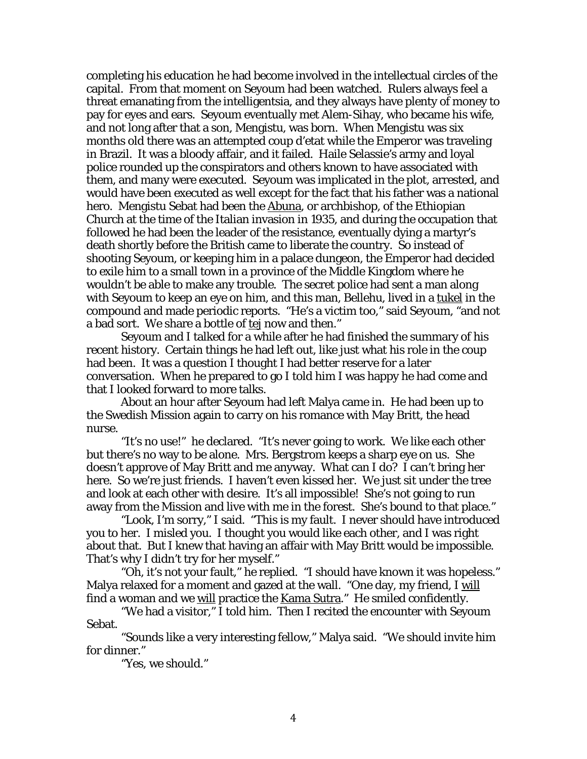completing his education he had become involved in the intellectual circles of the capital. From that moment on Seyoum had been watched. Rulers always feel a threat emanating from the intelligentsia, and they always have plenty of money to pay for eyes and ears. Seyoum eventually met Alem-Sihay, who became his wife, and not long after that a son, Mengistu, was born. When Mengistu was six months old there was an attempted coup d'etat while the Emperor was traveling in Brazil. It was a bloody affair, and it failed. Haile Selassie's army and loyal police rounded up the conspirators and others known to have associated with them, and many were executed. Seyoum was implicated in the plot, arrested, and would have been executed as well except for the fact that his father was a national hero. Mengistu Sebat had been the Abuna, or archbishop, of the Ethiopian Church at the time of the Italian invasion in 1935, and during the occupation that followed he had been the leader of the resistance, eventually dying a martyr's death shortly before the British came to liberate the country. So instead of shooting Seyoum, or keeping him in a palace dungeon, the Emperor had decided to exile him to a small town in a province of the Middle Kingdom where he wouldn't be able to make any trouble. The secret police had sent a man along with Seyoum to keep an eye on him, and this man, Bellehu, lived in a tukel in the compound and made periodic reports. "He's a victim too," said Seyoum, "and not a bad sort. We share a bottle of tej now and then."

Seyoum and I talked for a while after he had finished the summary of his recent history. Certain things he had left out, like just what his role in the coup had been. It was a question I thought I had better reserve for a later conversation. When he prepared to go I told him I was happy he had come and that I looked forward to more talks.

About an hour after Seyoum had left Malya came in. He had been up to the Swedish Mission again to carry on his romance with May Britt, the head nurse.

"It's no use!" he declared. "It's never going to work. We like each other but there's no way to be alone. Mrs. Bergstrom keeps a sharp eye on us. She doesn't approve of May Britt and me anyway. What can I do? I can't bring her here. So we're just friends. I haven't even kissed her. We just sit under the tree and look at each other with desire. It's all impossible! She's not going to run away from the Mission and live with me in the forest. She's bound to that place."

"Look, I'm sorry," I said. "This is my fault. I never should have introduced you to her. I misled you. I thought you would like each other, and I was right about that. But I knew that having an affair with May Britt would be impossible. That's why I didn't try for her myself."

"Oh, it's not your fault," he replied. "I should have known it was hopeless." Malya relaxed for a moment and gazed at the wall. "One day, my friend, I will find a woman and we will practice the Kama Sutra." He smiled confidently.

"We had a visitor," I told him. Then I recited the encounter with Seyoum Sebat.

"Sounds like a very interesting fellow," Malya said. "We should invite him for dinner."

"Yes, we should."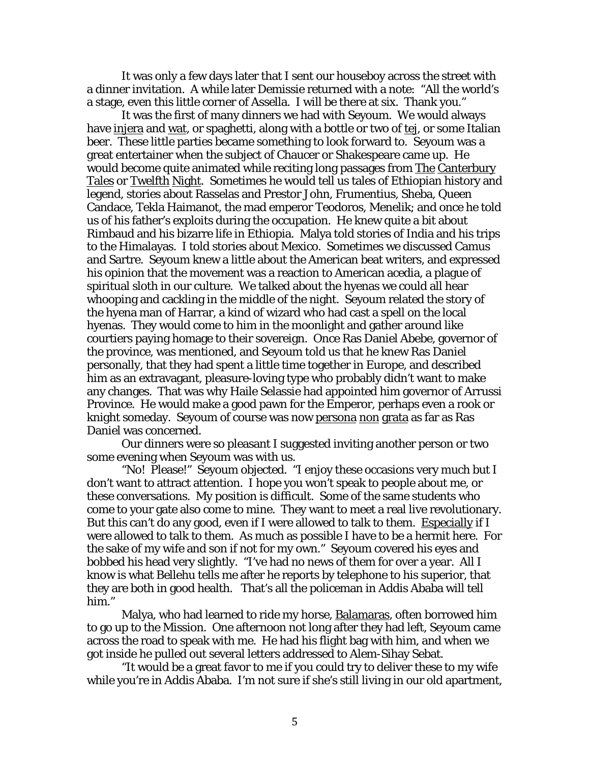It was only a few days later that I sent our houseboy across the street with a dinner invitation. A while later Demissie returned with a note: "All the world's a stage, even this little corner of Assella. I will be there at six. Thank you."

It was the first of many dinners we had with Seyoum. We would always have injera and wat, or spaghetti, along with a bottle or two of tej, or some Italian beer. These little parties became something to look forward to. Seyoum was a great entertainer when the subject of Chaucer or Shakespeare came up. He would become quite animated while reciting long passages from The Canterbury Tales or Twelfth Night. Sometimes he would tell us tales of Ethiopian history and legend, stories about Rasselas and Prestor John, Frumentius, Sheba, Queen Candace, Tekla Haimanot, the mad emperor Teodoros, Menelik; and once he told us of his father's exploits during the occupation. He knew quite a bit about Rimbaud and his bizarre life in Ethiopia. Malya told stories of India and his trips to the Himalayas. I told stories about Mexico. Sometimes we discussed Camus and Sartre. Seyoum knew a little about the American beat writers, and expressed his opinion that the movement was a reaction to American acedia, a plague of spiritual sloth in our culture. We talked about the hyenas we could all hear whooping and cackling in the middle of the night. Seyoum related the story of the hyena man of Harrar, a kind of wizard who had cast a spell on the local hyenas. They would come to him in the moonlight and gather around like courtiers paying homage to their sovereign. Once Ras Daniel Abebe, governor of the province, was mentioned, and Seyoum told us that he knew Ras Daniel personally, that they had spent a little time together in Europe, and described him as an extravagant, pleasure-loving type who probably didn't want to make any changes. That was why Haile Selassie had appointed him governor of Arrussi Province. He would make a good pawn for the Emperor, perhaps even a rook or knight someday. Seyoum of course was now persona non grata as far as Ras Daniel was concerned.

Our dinners were so pleasant I suggested inviting another person or two some evening when Seyoum was with us.

"No! Please!" Seyoum objected. "I enjoy these occasions very much but I don't want to attract attention. I hope you won't speak to people about me, or these conversations. My position is difficult. Some of the same students who come to your gate also come to mine. They want to meet a real live revolutionary. But this can't do any good, even if I were allowed to talk to them. Especially if I were allowed to talk to them. As much as possible I have to be a hermit here. For the sake of my wife and son if not for my own." Seyoum covered his eyes and bobbed his head very slightly. "I've had no news of them for over a year. All I know is what Bellehu tells me after he reports by telephone to his superior, that they are both in good health. That's all the policeman in Addis Ababa will tell him."

Malya, who had learned to ride my horse, Balamaras, often borrowed him to go up to the Mission. One afternoon not long after they had left, Seyoum came across the road to speak with me. He had his flight bag with him, and when we got inside he pulled out several letters addressed to Alem-Sihay Sebat.

"It would be a great favor to me if you could try to deliver these to my wife while you're in Addis Ababa. I'm not sure if she's still living in our old apartment,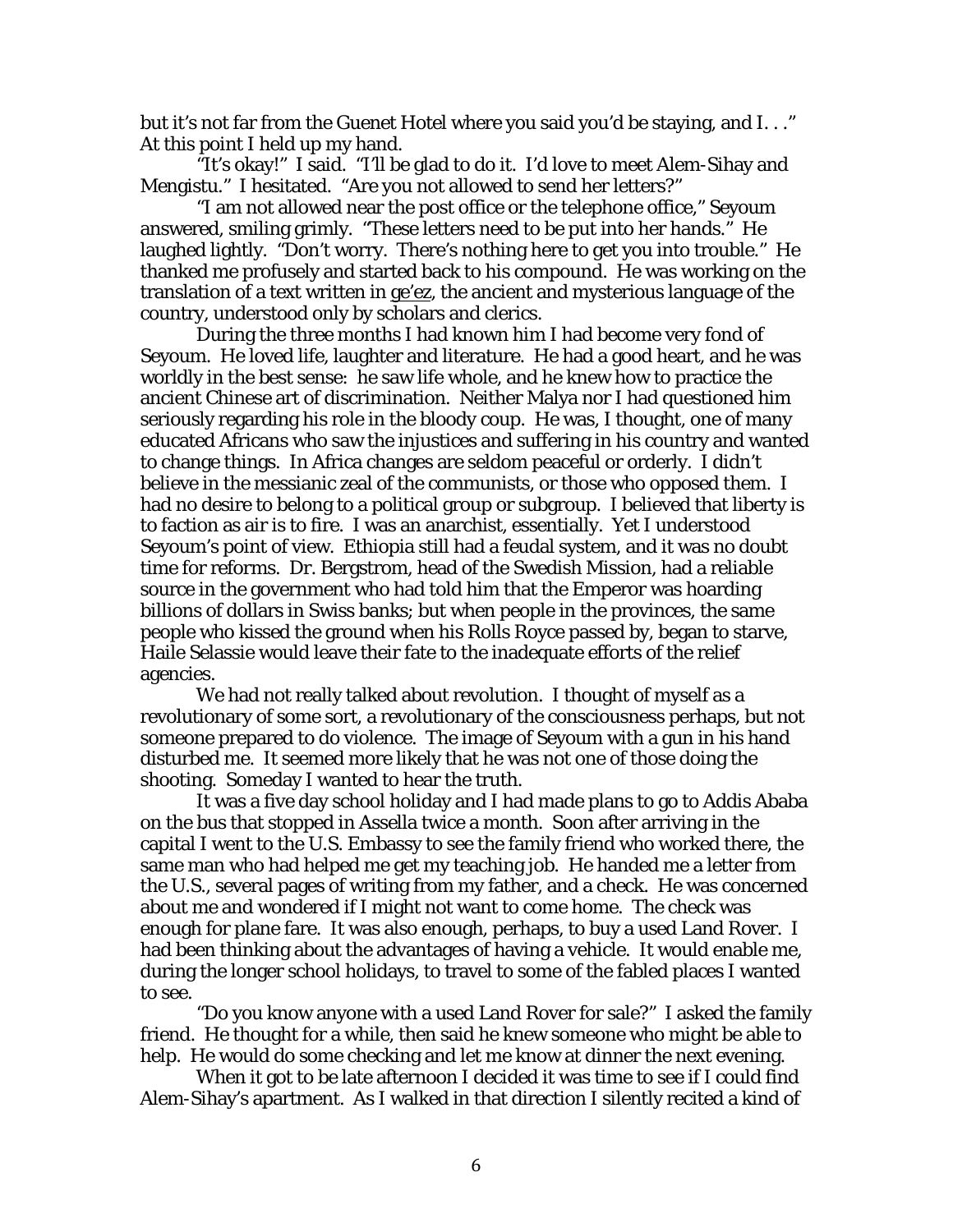but it's not far from the Guenet Hotel where you said you'd be staying, and I. . ." At this point I held up my hand.

"It's okay!" I said. "I'll be glad to do it. I'd love to meet Alem-Sihay and Mengistu." I hesitated. "Are you not allowed to send her letters?"

"I am not allowed near the post office or the telephone office," Seyoum answered, smiling grimly. "These letters need to be put into her hands." He laughed lightly. "Don't worry. There's nothing here to get you into trouble." He thanked me profusely and started back to his compound. He was working on the translation of a text written in ge'ez, the ancient and mysterious language of the country, understood only by scholars and clerics.

During the three months I had known him I had become very fond of Seyoum. He loved life, laughter and literature. He had a good heart, and he was worldly in the best sense: he saw life whole, and he knew how to practice the ancient Chinese art of discrimination. Neither Malya nor I had questioned him seriously regarding his role in the bloody coup. He was, I thought, one of many educated Africans who saw the injustices and suffering in his country and wanted to change things. In Africa changes are seldom peaceful or orderly. I didn't believe in the messianic zeal of the communists, or those who opposed them. I had no desire to belong to a political group or subgroup. I believed that liberty is to faction as air is to fire. I was an anarchist, essentially. Yet I understood Seyoum's point of view. Ethiopia still had a feudal system, and it was no doubt time for reforms. Dr. Bergstrom, head of the Swedish Mission, had a reliable source in the government who had told him that the Emperor was hoarding billions of dollars in Swiss banks; but when people in the provinces, the same people who kissed the ground when his Rolls Royce passed by, began to starve, Haile Selassie would leave their fate to the inadequate efforts of the relief agencies.

We had not really talked about revolution. I thought of myself as a revolutionary of some sort, a revolutionary of the consciousness perhaps, but not someone prepared to do violence. The image of Seyoum with a gun in his hand disturbed me. It seemed more likely that he was not one of those doing the shooting. Someday I wanted to hear the truth.

It was a five day school holiday and I had made plans to go to Addis Ababa on the bus that stopped in Assella twice a month. Soon after arriving in the capital I went to the U.S. Embassy to see the family friend who worked there, the same man who had helped me get my teaching job. He handed me a letter from the U.S., several pages of writing from my father, and a check. He was concerned about me and wondered if I might not want to come home. The check was enough for plane fare. It was also enough, perhaps, to buy a used Land Rover. I had been thinking about the advantages of having a vehicle. It would enable me, during the longer school holidays, to travel to some of the fabled places I wanted to see.

"Do you know anyone with a used Land Rover for sale?" I asked the family friend. He thought for a while, then said he knew someone who might be able to help. He would do some checking and let me know at dinner the next evening.

When it got to be late afternoon I decided it was time to see if I could find Alem-Sihay's apartment. As I walked in that direction I silently recited a kind of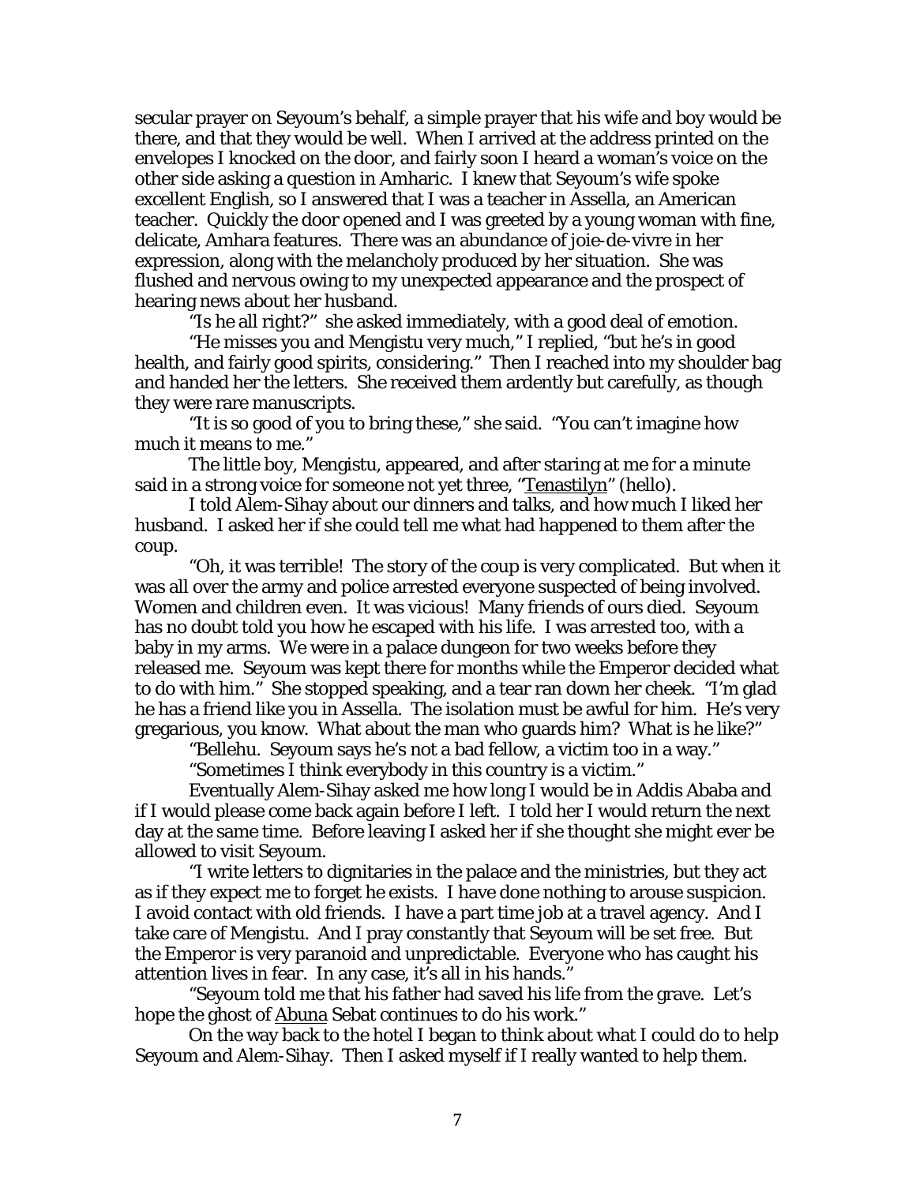secular prayer on Seyoum's behalf, a simple prayer that his wife and boy would be there, and that they would be well. When I arrived at the address printed on the envelopes I knocked on the door, and fairly soon I heard a woman's voice on the other side asking a question in Amharic. I knew that Seyoum's wife spoke excellent English, so I answered that I was a teacher in Assella, an American teacher. Quickly the door opened and I was greeted by a young woman with fine, delicate, Amhara features. There was an abundance of joie-de-vivre in her expression, along with the melancholy produced by her situation. She was flushed and nervous owing to my unexpected appearance and the prospect of hearing news about her husband.

"Is he all right?" she asked immediately, with a good deal of emotion.

"He misses you and Mengistu very much," I replied, "but he's in good health, and fairly good spirits, considering." Then I reached into my shoulder bag and handed her the letters. She received them ardently but carefully, as though they were rare manuscripts.

"It is so good of you to bring these," she said. "You can't imagine how much it means to me."

The little boy, Mengistu, appeared, and after staring at me for a minute said in a strong voice for someone not yet three, "<u>Tenastilyn</u>" (hello).

I told Alem-Sihay about our dinners and talks, and how much I liked her husband. I asked her if she could tell me what had happened to them after the coup.

"Oh, it was terrible! The story of the coup is very complicated. But when it was all over the army and police arrested everyone suspected of being involved. Women and children even. It was vicious! Many friends of ours died. Seyoum has no doubt told you how he escaped with his life. I was arrested too, with a baby in my arms. We were in a palace dungeon for two weeks before they released me. Seyoum was kept there for months while the Emperor decided what to do with him." She stopped speaking, and a tear ran down her cheek. "I'm glad he has a friend like you in Assella. The isolation must be awful for him. He's very gregarious, you know. What about the man who guards him? What is he like?"

"Bellehu. Seyoum says he's not a bad fellow, a victim too in a way."

"Sometimes I think everybody in this country is a victim."

Eventually Alem-Sihay asked me how long I would be in Addis Ababa and if I would please come back again before I left. I told her I would return the next day at the same time. Before leaving I asked her if she thought she might ever be allowed to visit Seyoum.

"I write letters to dignitaries in the palace and the ministries, but they act as if they expect me to forget he exists. I have done nothing to arouse suspicion. I avoid contact with old friends. I have a part time job at a travel agency. And I take care of Mengistu. And I pray constantly that Seyoum will be set free. But the Emperor is very paranoid and unpredictable. Everyone who has caught his attention lives in fear. In any case, it's all in his hands."

"Seyoum told me that his father had saved his life from the grave. Let's hope the ghost of <u>Abuna</u> Sebat continues to do his work."

On the way back to the hotel I began to think about what I could do to help Seyoum and Alem-Sihay. Then I asked myself if I really wanted to help them.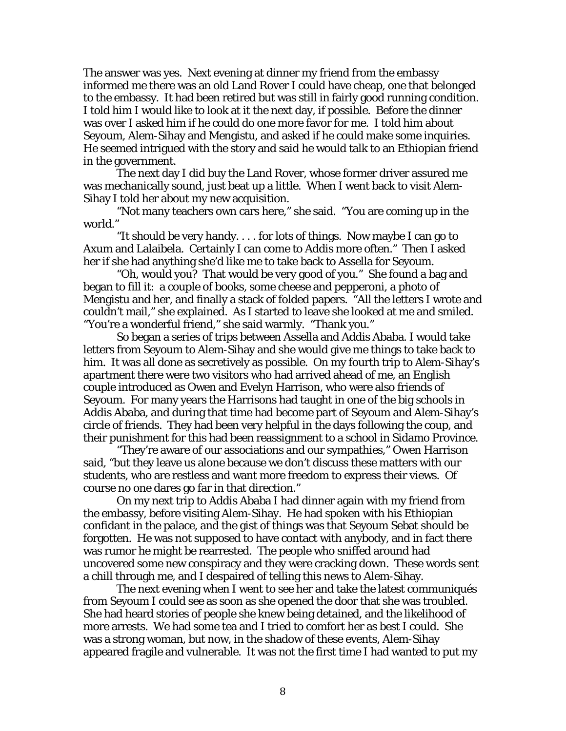The answer was yes. Next evening at dinner my friend from the embassy informed me there was an old Land Rover I could have cheap, one that belonged to the embassy. It had been retired but was still in fairly good running condition. I told him I would like to look at it the next day, if possible. Before the dinner was over I asked him if he could do one more favor for me. I told him about Seyoum, Alem-Sihay and Mengistu, and asked if he could make some inquiries. He seemed intrigued with the story and said he would talk to an Ethiopian friend in the government.

The next day I did buy the Land Rover, whose former driver assured me was mechanically sound, just beat up a little. When I went back to visit Alem-Sihay I told her about my new acquisition.

"Not many teachers own cars here," she said. "You are coming up in the world."

"It should be very handy. . . . for lots of things. Now maybe I can go to Axum and Lalaibela. Certainly I can come to Addis more often." Then I asked her if she had anything she'd like me to take back to Assella for Seyoum.

"Oh, would you? That would be very good of you." She found a bag and began to fill it: a couple of books, some cheese and pepperoni, a photo of Mengistu and her, and finally a stack of folded papers. "All the letters I wrote and couldn't mail," she explained. As I started to leave she looked at me and smiled. "You're a wonderful friend," she said warmly. "Thank you."

So began a series of trips between Assella and Addis Ababa. I would take letters from Seyoum to Alem-Sihay and she would give me things to take back to him. It was all done as secretively as possible. On my fourth trip to Alem-Sihay's apartment there were two visitors who had arrived ahead of me, an English couple introduced as Owen and Evelyn Harrison, who were also friends of Seyoum. For many years the Harrisons had taught in one of the big schools in Addis Ababa, and during that time had become part of Seyoum and Alem-Sihay's circle of friends. They had been very helpful in the days following the coup, and their punishment for this had been reassignment to a school in Sidamo Province.

"They're aware of our associations and our sympathies," Owen Harrison said, "but they leave us alone because we don't discuss these matters with our students, who are restless and want more freedom to express their views. Of course no one dares go far in that direction."

On my next trip to Addis Ababa I had dinner again with my friend from the embassy, before visiting Alem-Sihay. He had spoken with his Ethiopian confidant in the palace, and the gist of things was that Seyoum Sebat should be forgotten. He was not supposed to have contact with anybody, and in fact there was rumor he might be rearrested. The people who sniffed around had uncovered some new conspiracy and they were cracking down. These words sent a chill through me, and I despaired of telling this news to Alem-Sihay.

The next evening when I went to see her and take the latest communiqués from Seyoum I could see as soon as she opened the door that she was troubled. She had heard stories of people she knew being detained, and the likelihood of more arrests. We had some tea and I tried to comfort her as best I could. She was a strong woman, but now, in the shadow of these events, Alem-Sihay appeared fragile and vulnerable. It was not the first time I had wanted to put my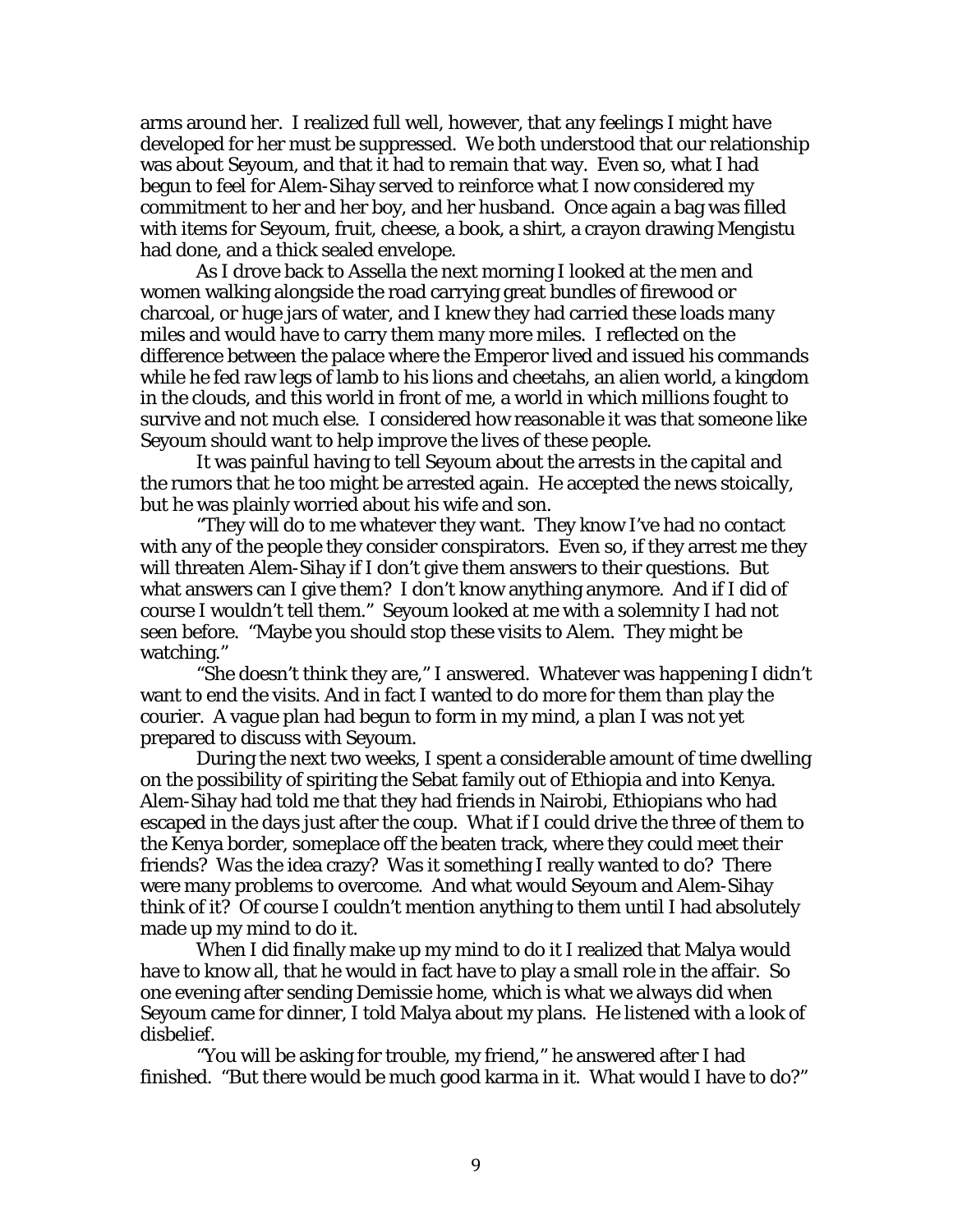arms around her. I realized full well, however, that any feelings I might have developed for her must be suppressed. We both understood that our relationship was about Seyoum, and that it had to remain that way. Even so, what I had begun to feel for Alem-Sihay served to reinforce what I now considered my commitment to her and her boy, and her husband. Once again a bag was filled with items for Seyoum, fruit, cheese, a book, a shirt, a crayon drawing Mengistu had done, and a thick sealed envelope.

As I drove back to Assella the next morning I looked at the men and women walking alongside the road carrying great bundles of firewood or charcoal, or huge jars of water, and I knew they had carried these loads many miles and would have to carry them many more miles. I reflected on the difference between the palace where the Emperor lived and issued his commands while he fed raw legs of lamb to his lions and cheetahs, an alien world, a kingdom in the clouds, and this world in front of me, a world in which millions fought to survive and not much else. I considered how reasonable it was that someone like Seyoum should want to help improve the lives of these people.

It was painful having to tell Seyoum about the arrests in the capital and the rumors that he too might be arrested again. He accepted the news stoically, but he was plainly worried about his wife and son.

"They will do to me whatever they want. They know I've had no contact with any of the people they consider conspirators. Even so, if they arrest me they will threaten Alem-Sihay if I don't give them answers to their questions. But what answers can I give them? I don't know anything anymore. And if I did of course I wouldn't tell them." Seyoum looked at me with a solemnity I had not seen before. "Maybe you should stop these visits to Alem. They might be watching."

"She doesn't think they are," I answered. Whatever was happening I didn't want to end the visits. And in fact I wanted to do more for them than play the courier. A vague plan had begun to form in my mind, a plan I was not yet prepared to discuss with Seyoum.

During the next two weeks, I spent a considerable amount of time dwelling on the possibility of spiriting the Sebat family out of Ethiopia and into Kenya. Alem-Sihay had told me that they had friends in Nairobi, Ethiopians who had escaped in the days just after the coup. What if I could drive the three of them to the Kenya border, someplace off the beaten track, where they could meet their friends? Was the idea crazy? Was it something I really wanted to do? There were many problems to overcome. And what would Seyoum and Alem-Sihay think of it? Of course I couldn't mention anything to them until I had absolutely made up my mind to do it.

When I did finally make up my mind to do it I realized that Malya would have to know all, that he would in fact have to play a small role in the affair. So one evening after sending Demissie home, which is what we always did when Seyoum came for dinner, I told Malya about my plans. He listened with a look of disbelief.

"You will be asking for trouble, my friend," he answered after I had finished. "But there would be much good karma in it. What would I have to do?"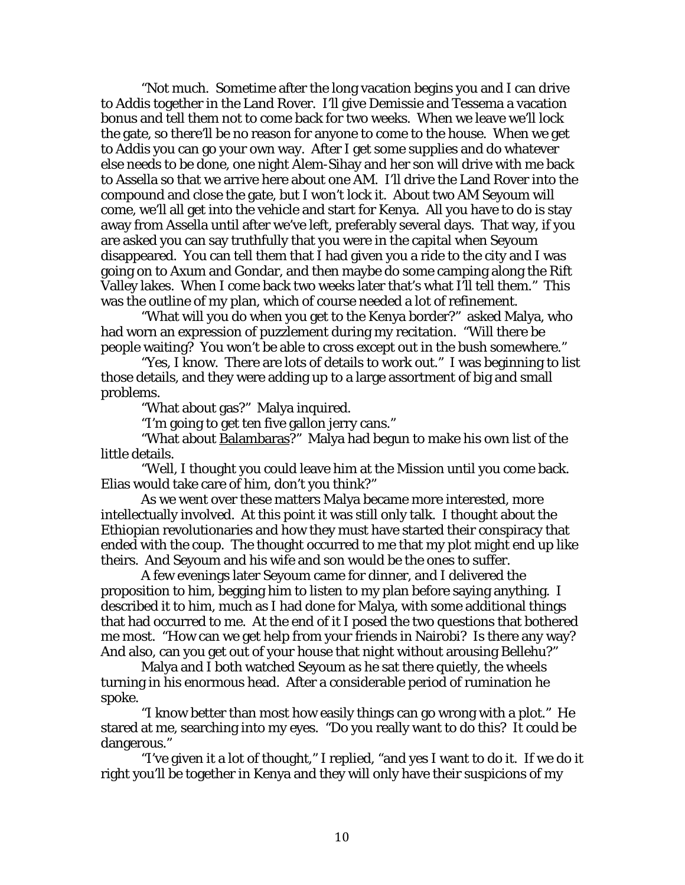"Not much. Sometime after the long vacation begins you and I can drive to Addis together in the Land Rover. I'll give Demissie and Tessema a vacation bonus and tell them not to come back for two weeks. When we leave we'll lock the gate, so there'll be no reason for anyone to come to the house. When we get to Addis you can go your own way. After I get some supplies and do whatever else needs to be done, one night Alem-Sihay and her son will drive with me back to Assella so that we arrive here about one AM. I'll drive the Land Rover into the compound and close the gate, but I won't lock it. About two AM Seyoum will come, we'll all get into the vehicle and start for Kenya. All you have to do is stay away from Assella until after we've left, preferably several days. That way, if you are asked you can say truthfully that you were in the capital when Seyoum disappeared. You can tell them that I had given you a ride to the city and I was going on to Axum and Gondar, and then maybe do some camping along the Rift Valley lakes. When I come back two weeks later that's what I'll tell them." This was the outline of my plan, which of course needed a lot of refinement.

"What will you do when you get to the Kenya border?" asked Malya, who had worn an expression of puzzlement during my recitation. "Will there be people waiting? You won't be able to cross except out in the bush somewhere."

"Yes, I know. There are lots of details to work out." I was beginning to list those details, and they were adding up to a large assortment of big and small problems.

"What about gas?" Malya inquired.

"I'm going to get ten five gallon jerry cans."

"What about <u>Balambaras</u>?" Malya had begun to make his own list of the little details.

"Well, I thought you could leave him at the Mission until you come back. Elias would take care of him, don't you think?"

As we went over these matters Malya became more interested, more intellectually involved. At this point it was still only talk. I thought about the Ethiopian revolutionaries and how they must have started their conspiracy that ended with the coup. The thought occurred to me that my plot might end up like theirs. And Seyoum and his wife and son would be the ones to suffer.

A few evenings later Seyoum came for dinner, and I delivered the proposition to him, begging him to listen to my plan before saying anything. I described it to him, much as I had done for Malya, with some additional things that had occurred to me. At the end of it I posed the two questions that bothered me most. "How can we get help from your friends in Nairobi? Is there any way? And also, can you get out of your house that night without arousing Bellehu?"

Malya and I both watched Seyoum as he sat there quietly, the wheels turning in his enormous head. After a considerable period of rumination he spoke.

"I know better than most how easily things can go wrong with a plot." He stared at me, searching into my eyes. "Do you really want to do this? It could be dangerous."

"I've given it a lot of thought," I replied, "and yes I want to do it. If we do it right you'll be together in Kenya and they will only have their suspicions of my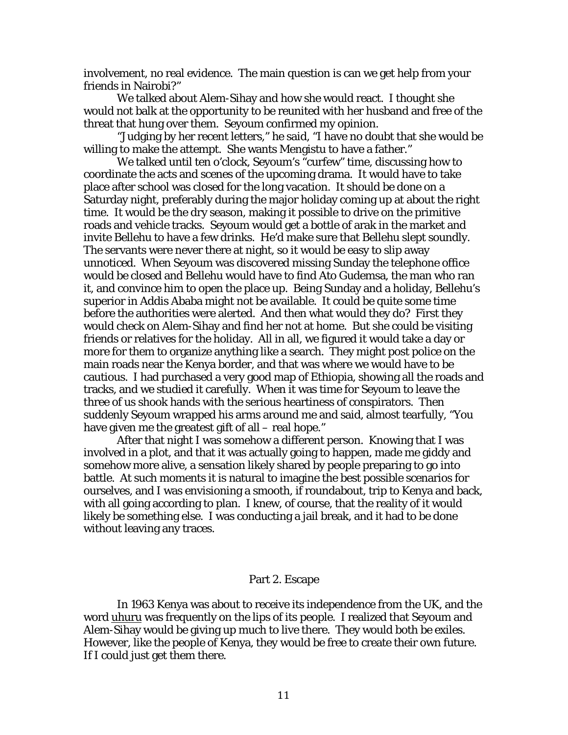involvement, no real evidence. The main question is can we get help from your friends in Nairobi?"

We talked about Alem-Sihay and how she would react. I thought she would not balk at the opportunity to be reunited with her husband and free of the threat that hung over them. Seyoum confirmed my opinion.

"Judging by her recent letters," he said, "I have no doubt that she would be willing to make the attempt. She wants Mengistu to have a father."

We talked until ten o'clock, Seyoum's "curfew" time, discussing how to coordinate the acts and scenes of the upcoming drama. It would have to take place after school was closed for the long vacation. It should be done on a Saturday night, preferably during the major holiday coming up at about the right time. It would be the dry season, making it possible to drive on the primitive roads and vehicle tracks. Seyoum would get a bottle of arak in the market and invite Bellehu to have a few drinks. He'd make sure that Bellehu slept soundly. The servants were never there at night, so it would be easy to slip away unnoticed. When Seyoum was discovered missing Sunday the telephone office would be closed and Bellehu would have to find Ato Gudemsa, the man who ran it, and convince him to open the place up. Being Sunday and a holiday, Bellehu's superior in Addis Ababa might not be available. It could be quite some time before the authorities were alerted. And then what would they do? First they would check on Alem-Sihay and find her not at home. But she could be visiting friends or relatives for the holiday. All in all, we figured it would take a day or more for them to organize anything like a search. They might post police on the main roads near the Kenya border, and that was where we would have to be cautious. I had purchased a very good map of Ethiopia, showing all the roads and tracks, and we studied it carefully. When it was time for Seyoum to leave the three of us shook hands with the serious heartiness of conspirators. Then suddenly Seyoum wrapped his arms around me and said, almost tearfully, "You have given me the greatest gift of all – real hope."

After that night I was somehow a different person. Knowing that I was involved in a plot, and that it was actually going to happen, made me giddy and somehow more alive, a sensation likely shared by people preparing to go into battle. At such moments it is natural to imagine the best possible scenarios for ourselves, and I was envisioning a smooth, if roundabout, trip to Kenya and back, with all going according to plan. I knew, of course, that the reality of it would likely be something else. I was conducting a jail break, and it had to be done without leaving any traces.

## Part 2. Escape

In 1963 Kenya was about to receive its independence from the UK, and the word uhuru was frequently on the lips of its people. I realized that Seyoum and Alem-Sihay would be giving up much to live there. They would both be exiles. However, like the people of Kenya, they would be free to create their own future. If I could just get them there.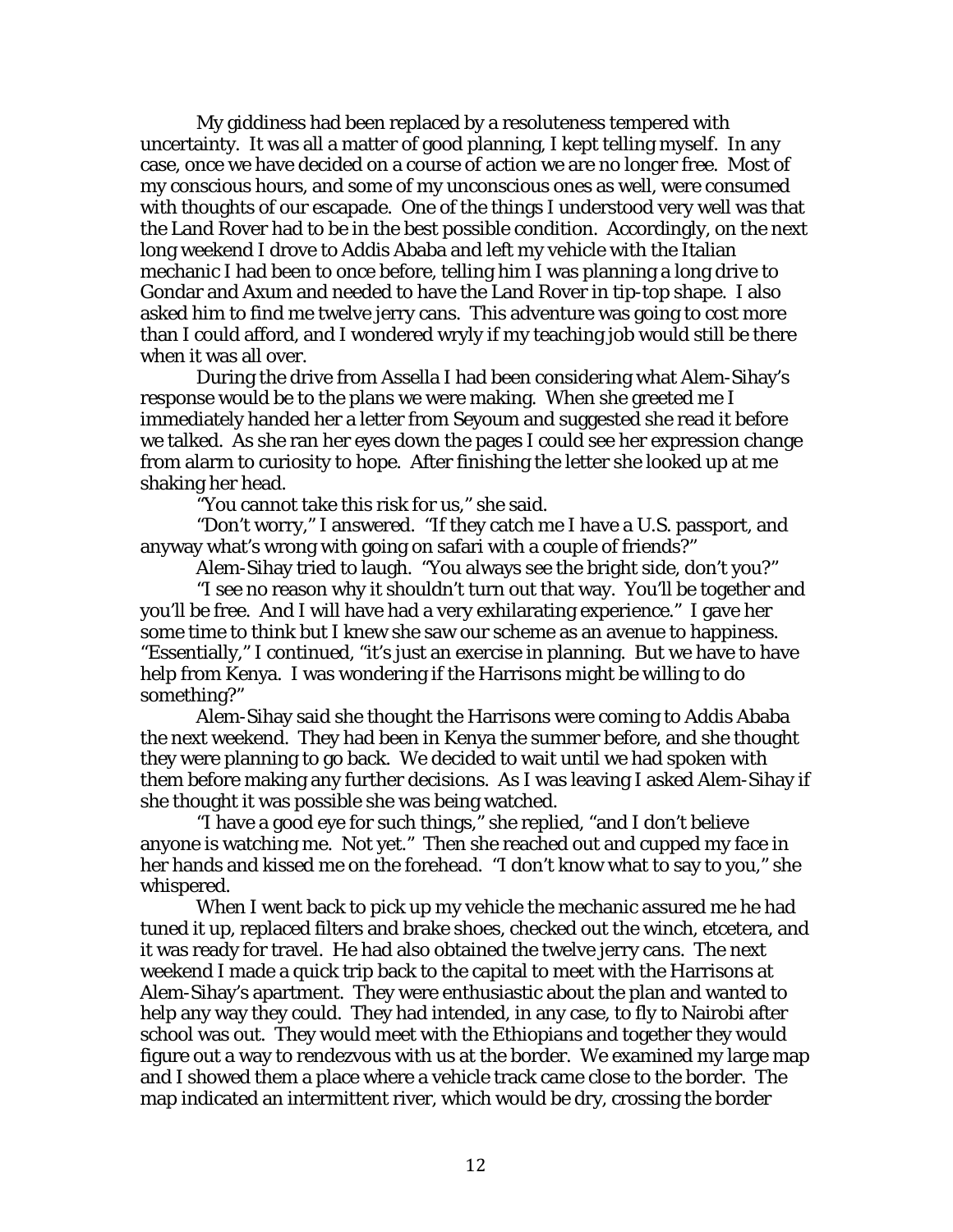My giddiness had been replaced by a resoluteness tempered with uncertainty. It was all a matter of good planning, I kept telling myself. In any case, once we have decided on a course of action we are no longer free. Most of my conscious hours, and some of my unconscious ones as well, were consumed with thoughts of our escapade. One of the things I understood very well was that the Land Rover had to be in the best possible condition. Accordingly, on the next long weekend I drove to Addis Ababa and left my vehicle with the Italian mechanic I had been to once before, telling him I was planning a long drive to Gondar and Axum and needed to have the Land Rover in tip-top shape. I also asked him to find me twelve jerry cans. This adventure was going to cost more than I could afford, and I wondered wryly if my teaching job would still be there when it was all over.

During the drive from Assella I had been considering what Alem-Sihay's response would be to the plans we were making. When she greeted me I immediately handed her a letter from Seyoum and suggested she read it before we talked. As she ran her eyes down the pages I could see her expression change from alarm to curiosity to hope. After finishing the letter she looked up at me shaking her head.

"You cannot take this risk for us," she said.

"Don't worry," I answered. "If they catch me I have a U.S. passport, and anyway what's wrong with going on safari with a couple of friends?"

Alem-Sihay tried to laugh. "You always see the bright side, don't you?"

"I see no reason why it shouldn't turn out that way. You'll be together and you'll be free. And I will have had a very exhilarating experience." I gave her some time to think but I knew she saw our scheme as an avenue to happiness. "Essentially," I continued, "it's just an exercise in planning. But we have to have help from Kenya. I was wondering if the Harrisons might be willing to do something?"

Alem-Sihay said she thought the Harrisons were coming to Addis Ababa the next weekend. They had been in Kenya the summer before, and she thought they were planning to go back. We decided to wait until we had spoken with them before making any further decisions. As I was leaving I asked Alem-Sihay if she thought it was possible she was being watched.

"I have a good eye for such things," she replied, "and I don't believe anyone is watching me. Not yet." Then she reached out and cupped my face in her hands and kissed me on the forehead. "I don't know what to say to you," she whispered.

When I went back to pick up my vehicle the mechanic assured me he had tuned it up, replaced filters and brake shoes, checked out the winch, etcetera, and it was ready for travel. He had also obtained the twelve jerry cans. The next weekend I made a quick trip back to the capital to meet with the Harrisons at Alem-Sihay's apartment. They were enthusiastic about the plan and wanted to help any way they could. They had intended, in any case, to fly to Nairobi after school was out. They would meet with the Ethiopians and together they would figure out a way to rendezvous with us at the border. We examined my large map and I showed them a place where a vehicle track came close to the border. The map indicated an intermittent river, which would be dry, crossing the border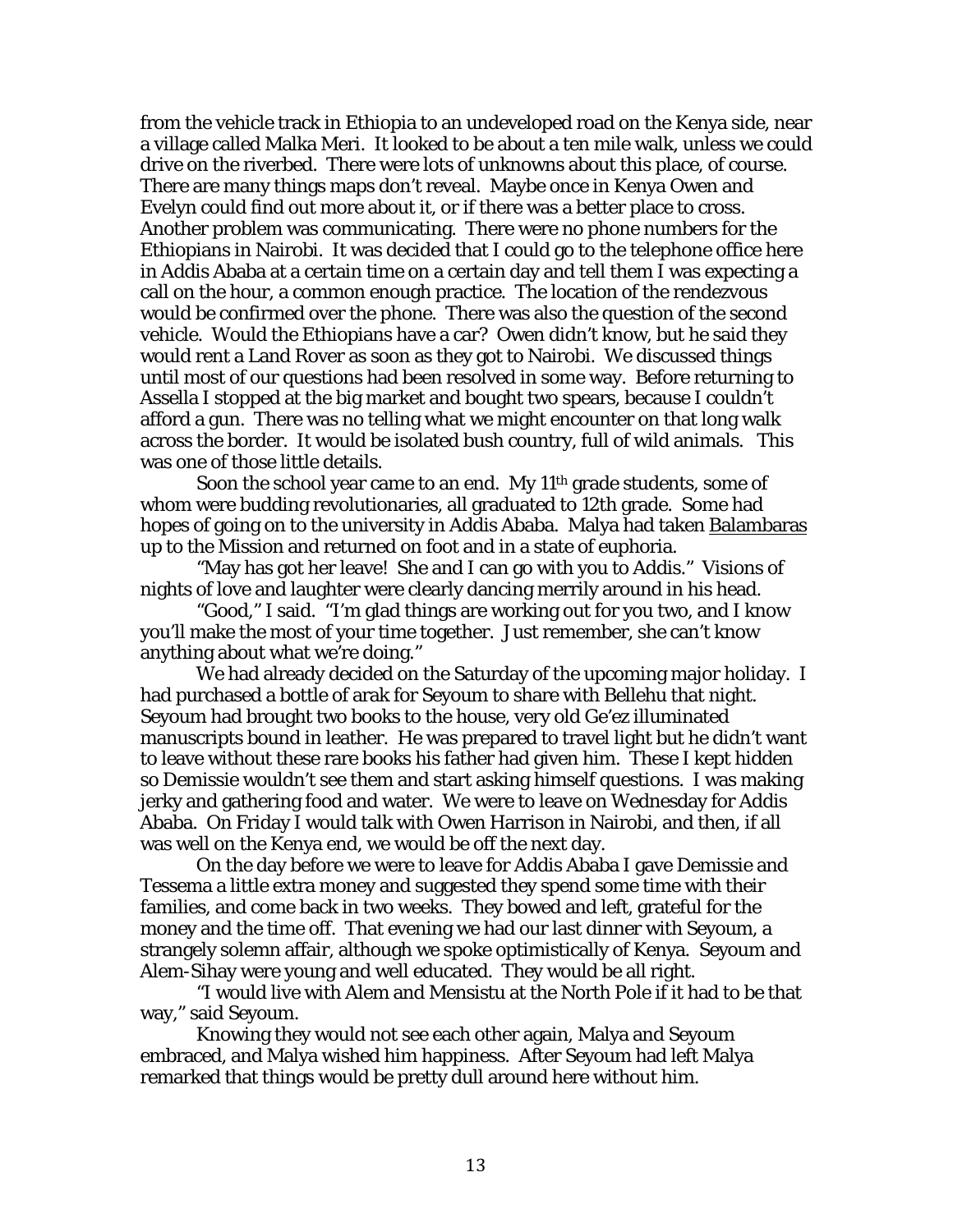from the vehicle track in Ethiopia to an undeveloped road on the Kenya side, near a village called Malka Meri. It looked to be about a ten mile walk, unless we could drive on the riverbed. There were lots of unknowns about this place, of course. There are many things maps don't reveal. Maybe once in Kenya Owen and Evelyn could find out more about it, or if there was a better place to cross. Another problem was communicating. There were no phone numbers for the Ethiopians in Nairobi. It was decided that I could go to the telephone office here in Addis Ababa at a certain time on a certain day and tell them I was expecting a call on the hour, a common enough practice. The location of the rendezvous would be confirmed over the phone. There was also the question of the second vehicle. Would the Ethiopians have a car? Owen didn't know, but he said they would rent a Land Rover as soon as they got to Nairobi. We discussed things until most of our questions had been resolved in some way. Before returning to Assella I stopped at the big market and bought two spears, because I couldn't afford a gun. There was no telling what we might encounter on that long walk across the border. It would be isolated bush country, full of wild animals. This was one of those little details.

Soon the school year came to an end. My 11th grade students, some of whom were budding revolutionaries, all graduated to 12th grade. Some had hopes of going on to the university in Addis Ababa. Malya had taken <u>Balambaras</u> up to the Mission and returned on foot and in a state of euphoria.

"May has got her leave! She and I can go with you to Addis." Visions of nights of love and laughter were clearly dancing merrily around in his head.

"Good," I said. "I'm glad things are working out for you two, and I know you'll make the most of your time together. Just remember, she can't know anything about what we're doing."

We had already decided on the Saturday of the upcoming major holiday. I had purchased a bottle of arak for Seyoum to share with Bellehu that night. Seyoum had brought two books to the house, very old Ge'ez illuminated manuscripts bound in leather. He was prepared to travel light but he didn't want to leave without these rare books his father had given him. These I kept hidden so Demissie wouldn't see them and start asking himself questions. I was making jerky and gathering food and water. We were to leave on Wednesday for Addis Ababa. On Friday I would talk with Owen Harrison in Nairobi, and then, if all was well on the Kenya end, we would be off the next day.

On the day before we were to leave for Addis Ababa I gave Demissie and Tessema a little extra money and suggested they spend some time with their families, and come back in two weeks. They bowed and left, grateful for the money and the time off. That evening we had our last dinner with Seyoum, a strangely solemn affair, although we spoke optimistically of Kenya. Seyoum and Alem-Sihay were young and well educated. They would be all right.

"I would live with Alem and Mensistu at the North Pole if it had to be that way," said Seyoum.

Knowing they would not see each other again, Malya and Seyoum embraced, and Malya wished him happiness. After Seyoum had left Malya remarked that things would be pretty dull around here without him.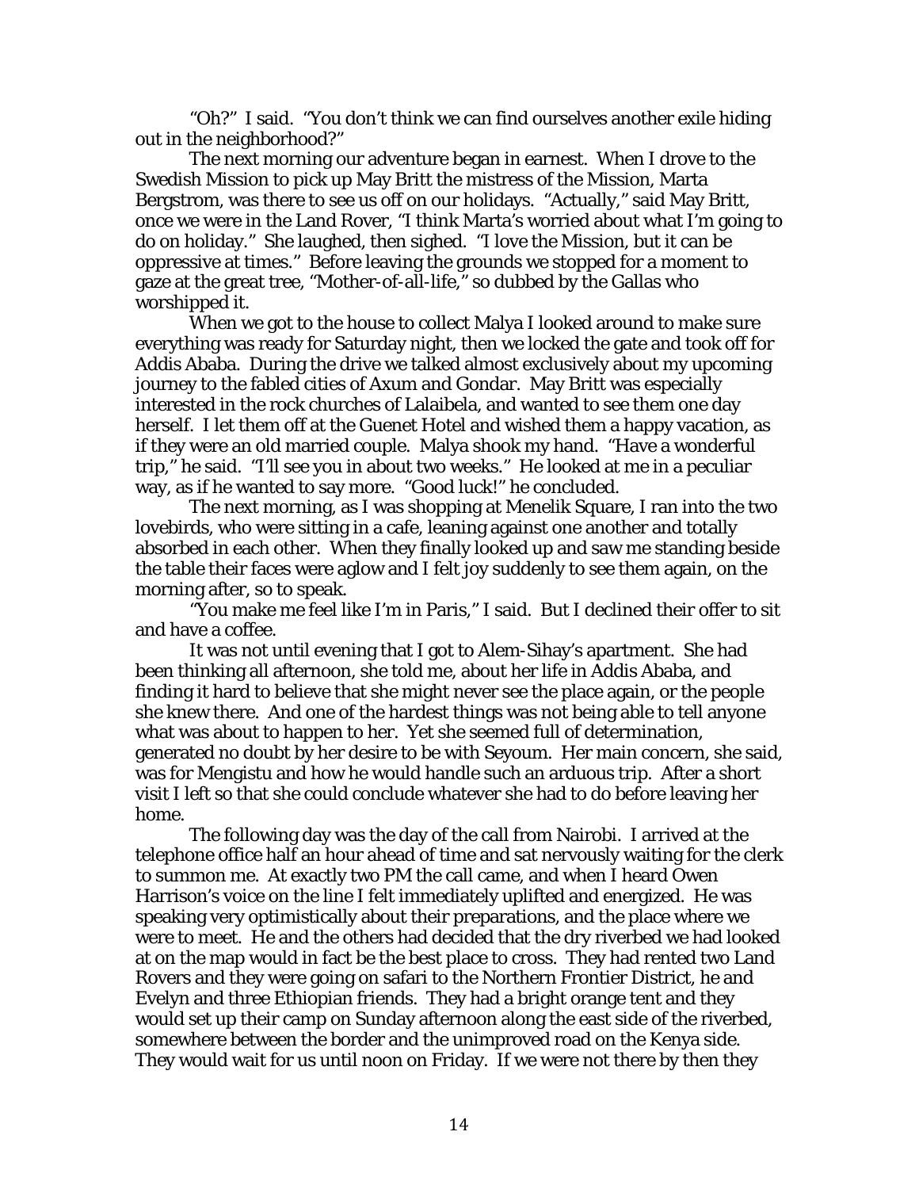"Oh?" I said. "You don't think we can find ourselves another exile hiding out in the neighborhood?"

The next morning our adventure began in earnest. When I drove to the Swedish Mission to pick up May Britt the mistress of the Mission, Marta Bergstrom, was there to see us off on our holidays. "Actually," said May Britt, once we were in the Land Rover, "I think Marta's worried about what I'm going to do on holiday." She laughed, then sighed. "I love the Mission, but it can be oppressive at times." Before leaving the grounds we stopped for a moment to gaze at the great tree, "Mother-of-all-life," so dubbed by the Gallas who worshipped it.

When we got to the house to collect Malya I looked around to make sure everything was ready for Saturday night, then we locked the gate and took off for Addis Ababa. During the drive we talked almost exclusively about my upcoming journey to the fabled cities of Axum and Gondar. May Britt was especially interested in the rock churches of Lalaibela, and wanted to see them one day herself. I let them off at the Guenet Hotel and wished them a happy vacation, as if they were an old married couple. Malya shook my hand. "Have a wonderful trip," he said. "I'll see you in about two weeks." He looked at me in a peculiar way, as if he wanted to say more. "Good luck!" he concluded.

The next morning, as I was shopping at Menelik Square, I ran into the two lovebirds, who were sitting in a cafe, leaning against one another and totally absorbed in each other. When they finally looked up and saw me standing beside the table their faces were aglow and I felt joy suddenly to see them again, on the morning after, so to speak.

"You make me feel like I'm in Paris," I said. But I declined their offer to sit and have a coffee.

It was not until evening that I got to Alem-Sihay's apartment. She had been thinking all afternoon, she told me, about her life in Addis Ababa, and finding it hard to believe that she might never see the place again, or the people she knew there. And one of the hardest things was not being able to tell anyone what was about to happen to her. Yet she seemed full of determination, generated no doubt by her desire to be with Seyoum. Her main concern, she said, was for Mengistu and how he would handle such an arduous trip. After a short visit I left so that she could conclude whatever she had to do before leaving her home.

The following day was the day of the call from Nairobi. I arrived at the telephone office half an hour ahead of time and sat nervously waiting for the clerk to summon me. At exactly two PM the call came, and when I heard Owen Harrison's voice on the line I felt immediately uplifted and energized. He was speaking very optimistically about their preparations, and the place where we were to meet. He and the others had decided that the dry riverbed we had looked at on the map would in fact be the best place to cross. They had rented two Land Rovers and they were going on safari to the Northern Frontier District, he and Evelyn and three Ethiopian friends. They had a bright orange tent and they would set up their camp on Sunday afternoon along the east side of the riverbed, somewhere between the border and the unimproved road on the Kenya side. They would wait for us until noon on Friday. If we were not there by then they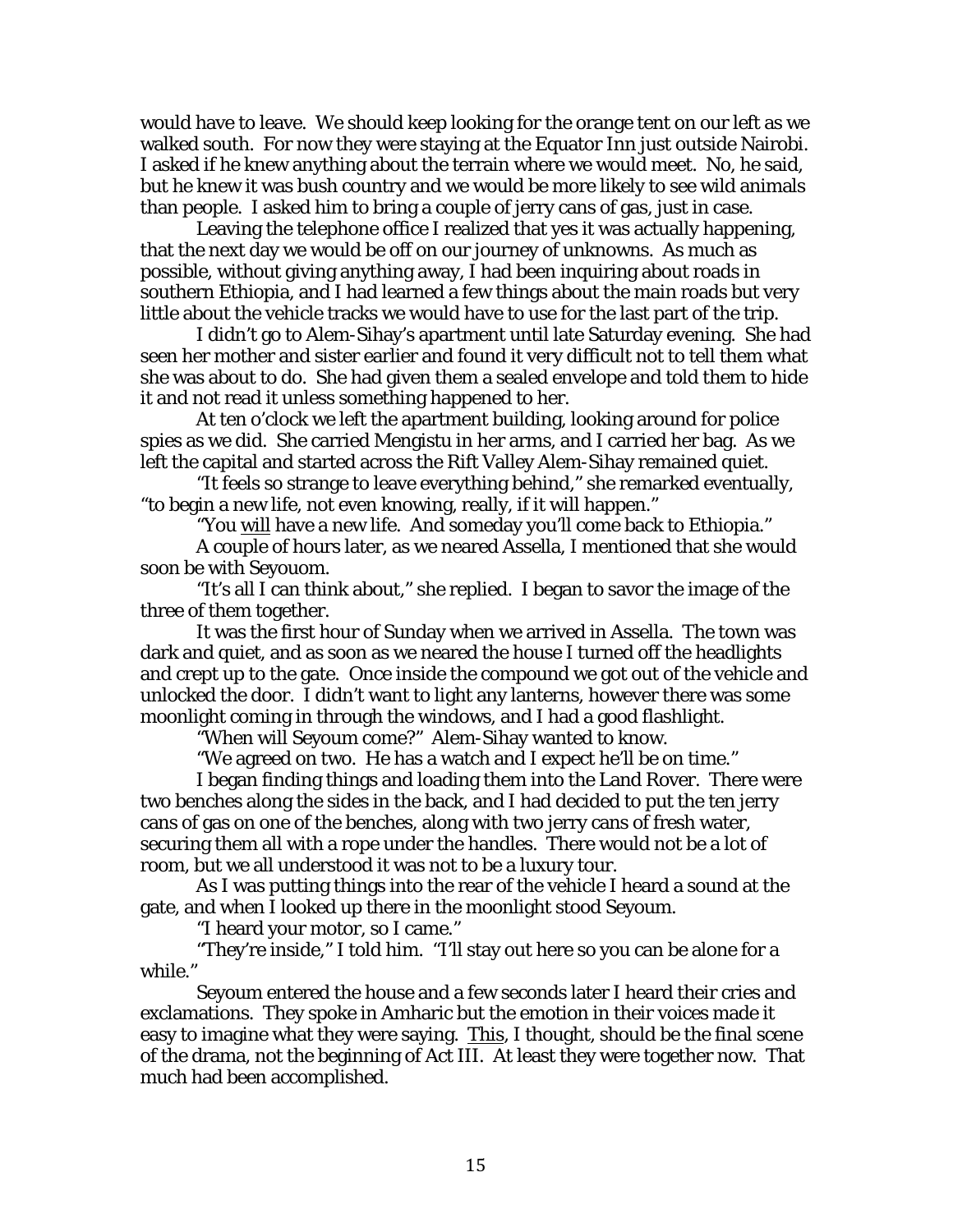would have to leave. We should keep looking for the orange tent on our left as we walked south. For now they were staying at the Equator Inn just outside Nairobi. I asked if he knew anything about the terrain where we would meet. No, he said, but he knew it was bush country and we would be more likely to see wild animals than people. I asked him to bring a couple of jerry cans of gas, just in case.

Leaving the telephone office I realized that yes it was actually happening, that the next day we would be off on our journey of unknowns. As much as possible, without giving anything away, I had been inquiring about roads in southern Ethiopia, and I had learned a few things about the main roads but very little about the vehicle tracks we would have to use for the last part of the trip.

I didn't go to Alem-Sihay's apartment until late Saturday evening. She had seen her mother and sister earlier and found it very difficult not to tell them what she was about to do. She had given them a sealed envelope and told them to hide it and not read it unless something happened to her.

At ten o'clock we left the apartment building, looking around for police spies as we did. She carried Mengistu in her arms, and I carried her bag. As we left the capital and started across the Rift Valley Alem-Sihay remained quiet.

"It feels so strange to leave everything behind," she remarked eventually, "to begin a new life, not even knowing, really, if it will happen."

"You <u>will</u> have a new life. And someday you'll come back to Ethiopia."

A couple of hours later, as we neared Assella, I mentioned that she would soon be with Seyouom.

"It's all I can think about," she replied. I began to savor the image of the three of them together.

It was the first hour of Sunday when we arrived in Assella. The town was dark and quiet, and as soon as we neared the house I turned off the headlights and crept up to the gate. Once inside the compound we got out of the vehicle and unlocked the door. I didn't want to light any lanterns, however there was some moonlight coming in through the windows, and I had a good flashlight.

"When will Seyoum come?" Alem-Sihay wanted to know.

"We agreed on two. He has a watch and I expect he'll be on time."

I began finding things and loading them into the Land Rover. There were two benches along the sides in the back, and I had decided to put the ten jerry cans of gas on one of the benches, along with two jerry cans of fresh water, securing them all with a rope under the handles. There would not be a lot of room, but we all understood it was not to be a luxury tour.

As I was putting things into the rear of the vehicle I heard a sound at the gate, and when I looked up there in the moonlight stood Seyoum.

"I heard your motor, so I came."

"They're inside," I told him. "I'll stay out here so you can be alone for a while."

Seyoum entered the house and a few seconds later I heard their cries and exclamations. They spoke in Amharic but the emotion in their voices made it easy to imagine what they were saying. <u>This</u>, I thought, should be the final scene of the drama, not the beginning of Act III. At least they were together now. That much had been accomplished.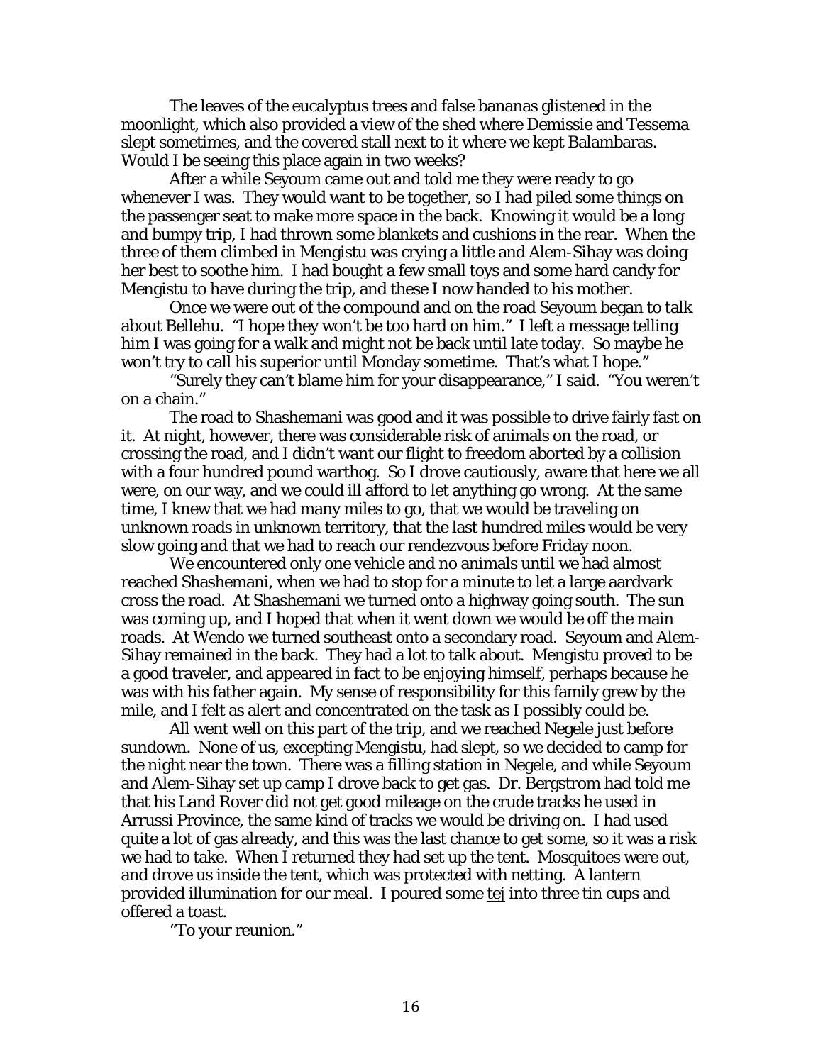The leaves of the eucalyptus trees and false bananas glistened in the moonlight, which also provided a view of the shed where Demissie and Tessema slept sometimes, and the covered stall next to it where we kept Balambaras. Would I be seeing this place again in two weeks?

After a while Seyoum came out and told me they were ready to go whenever I was. They would want to be together, so I had piled some things on the passenger seat to make more space in the back. Knowing it would be a long and bumpy trip, I had thrown some blankets and cushions in the rear. When the three of them climbed in Mengistu was crying a little and Alem-Sihay was doing her best to soothe him. I had bought a few small toys and some hard candy for Mengistu to have during the trip, and these I now handed to his mother.

Once we were out of the compound and on the road Seyoum began to talk about Bellehu. "I hope they won't be too hard on him." I left a message telling him I was going for a walk and might not be back until late today. So maybe he won't try to call his superior until Monday sometime. That's what I hope."

"Surely they can't blame him for your disappearance," I said. "You weren't on a chain."

The road to Shashemani was good and it was possible to drive fairly fast on it. At night, however, there was considerable risk of animals on the road, or crossing the road, and I didn't want our flight to freedom aborted by a collision with a four hundred pound warthog. So I drove cautiously, aware that here we all were, on our way, and we could ill afford to let anything go wrong. At the same time, I knew that we had many miles to go, that we would be traveling on unknown roads in unknown territory, that the last hundred miles would be very slow going and that we had to reach our rendezvous before Friday noon.

We encountered only one vehicle and no animals until we had almost reached Shashemani, when we had to stop for a minute to let a large aardvark cross the road. At Shashemani we turned onto a highway going south. The sun was coming up, and I hoped that when it went down we would be off the main roads. At Wendo we turned southeast onto a secondary road. Seyoum and Alem-Sihay remained in the back. They had a lot to talk about. Mengistu proved to be a good traveler, and appeared in fact to be enjoying himself, perhaps because he was with his father again. My sense of responsibility for this family grew by the mile, and I felt as alert and concentrated on the task as I possibly could be.

All went well on this part of the trip, and we reached Negele just before sundown. None of us, excepting Mengistu, had slept, so we decided to camp for the night near the town. There was a filling station in Negele, and while Seyoum and Alem-Sihay set up camp I drove back to get gas. Dr. Bergstrom had told me that his Land Rover did not get good mileage on the crude tracks he used in Arrussi Province, the same kind of tracks we would be driving on. I had used quite a lot of gas already, and this was the last chance to get some, so it was a risk we had to take. When I returned they had set up the tent. Mosquitoes were out, and drove us inside the tent, which was protected with netting. A lantern provided illumination for our meal. I poured some tej into three tin cups and offered a toast.

"To your reunion."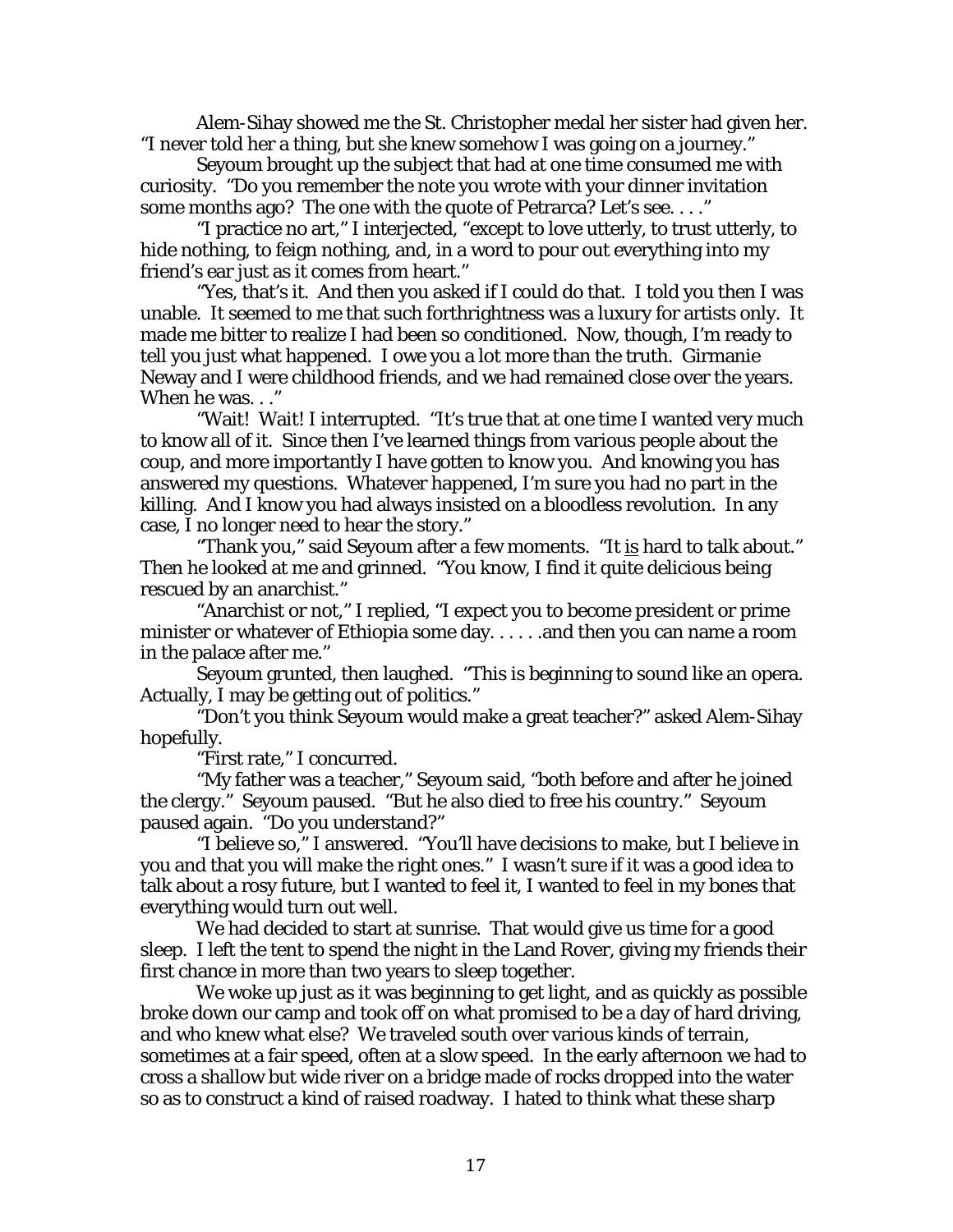Alem-Sihay showed me the St. Christopher medal her sister had given her. "I never told her a thing, but she knew somehow I was going on a journey."

Seyoum brought up the subject that had at one time consumed me with curiosity. "Do you remember the note you wrote with your dinner invitation some months ago? The one with the quote of Petrarca? Let's see. . . ."

"I practice no art," I interjected, "except to love utterly, to trust utterly, to hide nothing, to feign nothing, and, in a word to pour out everything into my friend's ear just as it comes from heart."

"Yes, that's it. And then you asked if I could do that. I told you then I was unable. It seemed to me that such forthrightness was a luxury for artists only. It made me bitter to realize I had been so conditioned. Now, though, I'm ready to tell you just what happened. I owe you a lot more than the truth. Girmanie Neway and I were childhood friends, and we had remained close over the years. When he was. . ."

"Wait! Wait! I interrupted. "It's true that at one time I wanted very much to know all of it. Since then I've learned things from various people about the coup, and more importantly I have gotten to know you. And knowing you has answered my questions. Whatever happened, I'm sure you had no part in the killing. And I know you had always insisted on a bloodless revolution. In any case, I no longer need to hear the story."

"Thank you," said Seyoum after a few moments. "It <u>is</u> hard to talk about." Then he looked at me and grinned. "You know, I find it quite delicious being rescued by an anarchist."

"Anarchist or not," I replied, "I expect you to become president or prime minister or whatever of Ethiopia some day. . . . . .and then you can name a room in the palace after me."

Seyoum grunted, then laughed. "This is beginning to sound like an opera. Actually, I may be getting out of politics."

"Don't you think Seyoum would make a great teacher?" asked Alem-Sihay hopefully.

"First rate," I concurred.

"My father was a teacher," Seyoum said, "both before and after he joined the clergy." Seyoum paused. "But he also died to free his country." Seyoum paused again. "Do you understand?"

"I believe so," I answered. "You'll have decisions to make, but I believe in you and that you will make the right ones." I wasn't sure if it was a good idea to talk about a rosy future, but I wanted to feel it, I wanted to feel in my bones that everything would turn out well.

We had decided to start at sunrise. That would give us time for a good sleep. I left the tent to spend the night in the Land Rover, giving my friends their first chance in more than two years to sleep together.

We woke up just as it was beginning to get light, and as quickly as possible broke down our camp and took off on what promised to be a day of hard driving, and who knew what else? We traveled south over various kinds of terrain, sometimes at a fair speed, often at a slow speed. In the early afternoon we had to cross a shallow but wide river on a bridge made of rocks dropped into the water so as to construct a kind of raised roadway. I hated to think what these sharp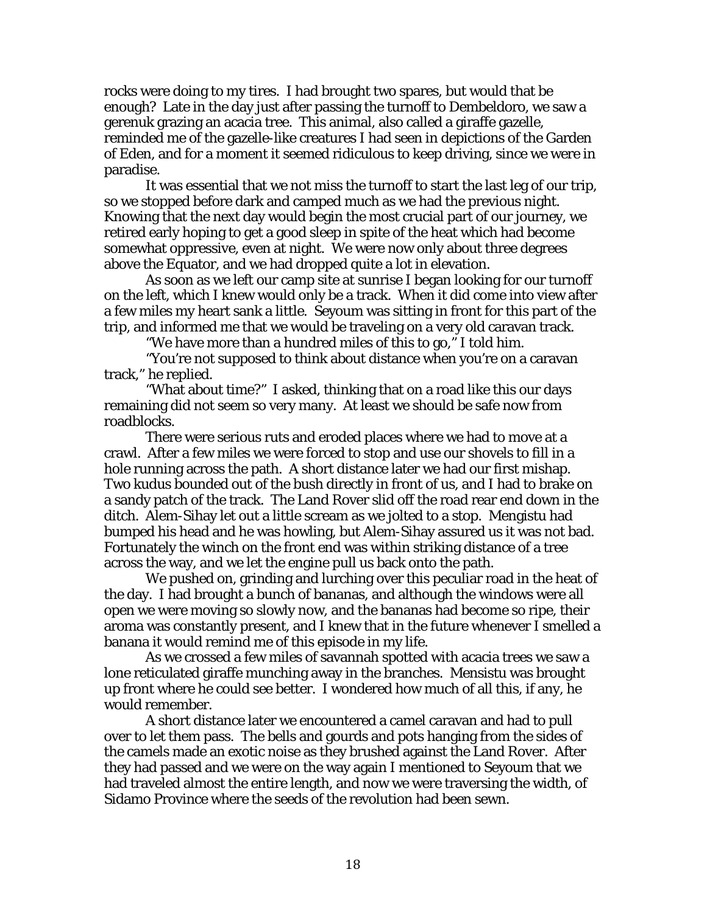rocks were doing to my tires. I had brought two spares, but would that be enough? Late in the day just after passing the turnoff to Dembeldoro, we saw a gerenuk grazing an acacia tree. This animal, also called a giraffe gazelle, reminded me of the gazelle-like creatures I had seen in depictions of the Garden of Eden, and for a moment it seemed ridiculous to keep driving, since we were in paradise.

It was essential that we not miss the turnoff to start the last leg of our trip, so we stopped before dark and camped much as we had the previous night. Knowing that the next day would begin the most crucial part of our journey, we retired early hoping to get a good sleep in spite of the heat which had become somewhat oppressive, even at night. We were now only about three degrees above the Equator, and we had dropped quite a lot in elevation.

As soon as we left our camp site at sunrise I began looking for our turnoff on the left, which I knew would only be a track. When it did come into view after a few miles my heart sank a little. Seyoum was sitting in front for this part of the trip, and informed me that we would be traveling on a very old caravan track.

"We have more than a hundred miles of this to go," I told him.

"You're not supposed to think about distance when you're on a caravan track," he replied.

"What about time?" I asked, thinking that on a road like this our days remaining did not seem so very many. At least we should be safe now from roadblocks.

There were serious ruts and eroded places where we had to move at a crawl. After a few miles we were forced to stop and use our shovels to fill in a hole running across the path. A short distance later we had our first mishap. Two kudus bounded out of the bush directly in front of us, and I had to brake on a sandy patch of the track. The Land Rover slid off the road rear end down in the ditch. Alem-Sihay let out a little scream as we jolted to a stop. Mengistu had bumped his head and he was howling, but Alem-Sihay assured us it was not bad. Fortunately the winch on the front end was within striking distance of a tree across the way, and we let the engine pull us back onto the path.

We pushed on, grinding and lurching over this peculiar road in the heat of the day. I had brought a bunch of bananas, and although the windows were all open we were moving so slowly now, and the bananas had become so ripe, their aroma was constantly present, and I knew that in the future whenever I smelled a banana it would remind me of this episode in my life.

As we crossed a few miles of savannah spotted with acacia trees we saw a lone reticulated giraffe munching away in the branches. Mensistu was brought up front where he could see better. I wondered how much of all this, if any, he would remember.

A short distance later we encountered a camel caravan and had to pull over to let them pass. The bells and gourds and pots hanging from the sides of the camels made an exotic noise as they brushed against the Land Rover. After they had passed and we were on the way again I mentioned to Seyoum that we had traveled almost the entire length, and now we were traversing the width, of Sidamo Province where the seeds of the revolution had been sewn.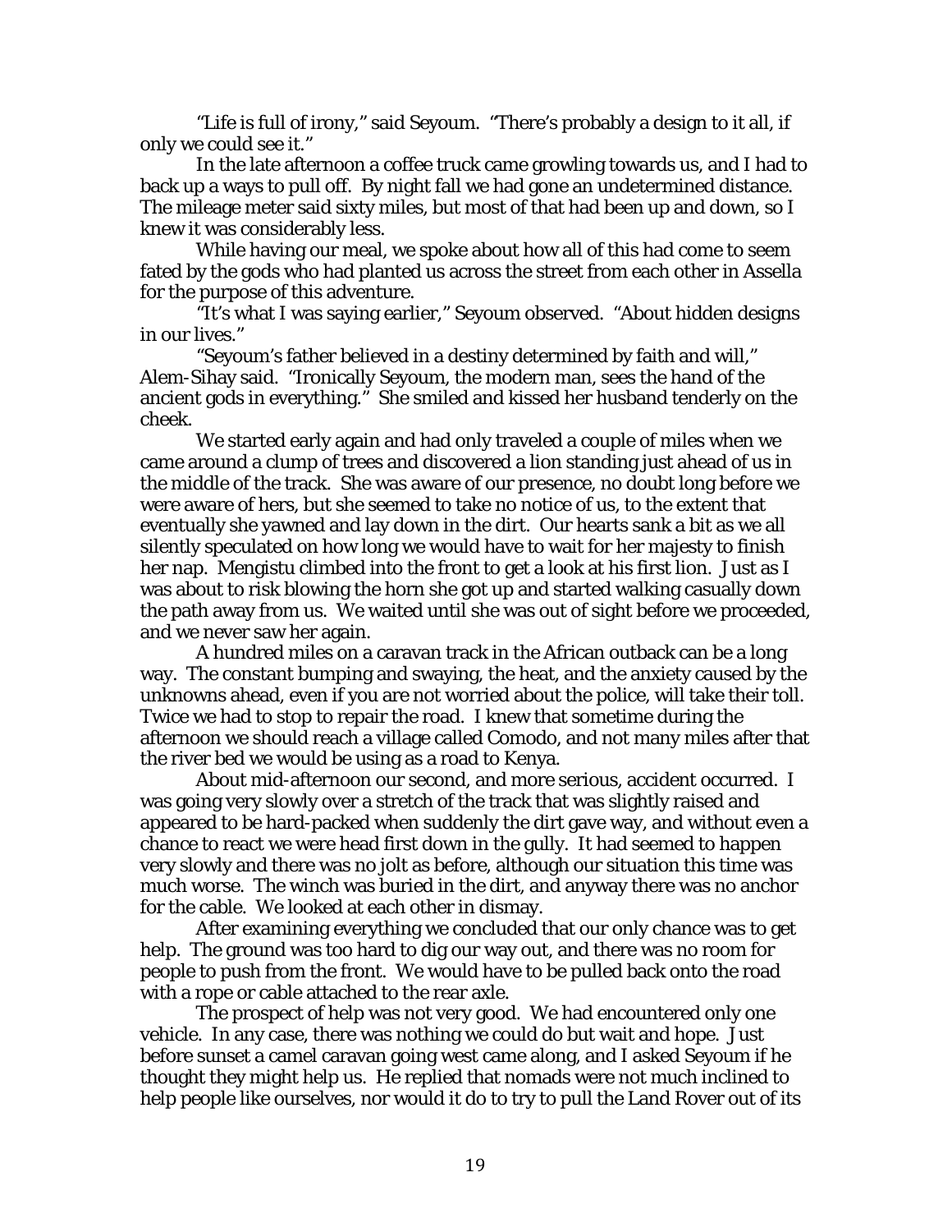"Life is full of irony," said Seyoum. "There's probably a design to it all, if only we could see it."

In the late afternoon a coffee truck came growling towards us, and I had to back up a ways to pull off. By night fall we had gone an undetermined distance. The mileage meter said sixty miles, but most of that had been up and down, so I knew it was considerably less.

While having our meal, we spoke about how all of this had come to seem fated by the gods who had planted us across the street from each other in Assella for the purpose of this adventure.

"It's what I was saying earlier," Seyoum observed. "About hidden designs in our lives."

"Seyoum's father believed in a destiny determined by faith and will," Alem-Sihay said. "Ironically Seyoum, the modern man, sees the hand of the ancient gods in everything." She smiled and kissed her husband tenderly on the cheek.

We started early again and had only traveled a couple of miles when we came around a clump of trees and discovered a lion standing just ahead of us in the middle of the track. She was aware of our presence, no doubt long before we were aware of hers, but she seemed to take no notice of us, to the extent that eventually she yawned and lay down in the dirt. Our hearts sank a bit as we all silently speculated on how long we would have to wait for her majesty to finish her nap. Mengistu climbed into the front to get a look at his first lion. Just as I was about to risk blowing the horn she got up and started walking casually down the path away from us. We waited until she was out of sight before we proceeded, and we never saw her again.

A hundred miles on a caravan track in the African outback can be a long way. The constant bumping and swaying, the heat, and the anxiety caused by the unknowns ahead, even if you are not worried about the police, will take their toll. Twice we had to stop to repair the road. I knew that sometime during the afternoon we should reach a village called Comodo, and not many miles after that the river bed we would be using as a road to Kenya.

About mid-afternoon our second, and more serious, accident occurred. I was going very slowly over a stretch of the track that was slightly raised and appeared to be hard-packed when suddenly the dirt gave way, and without even a chance to react we were head first down in the gully. It had seemed to happen very slowly and there was no jolt as before, although our situation this time was much worse. The winch was buried in the dirt, and anyway there was no anchor for the cable. We looked at each other in dismay.

After examining everything we concluded that our only chance was to get help. The ground was too hard to dig our way out, and there was no room for people to push from the front. We would have to be pulled back onto the road with a rope or cable attached to the rear axle.

The prospect of help was not very good. We had encountered only one vehicle. In any case, there was nothing we could do but wait and hope. Just before sunset a camel caravan going west came along, and I asked Seyoum if he thought they might help us. He replied that nomads were not much inclined to help people like ourselves, nor would it do to try to pull the Land Rover out of its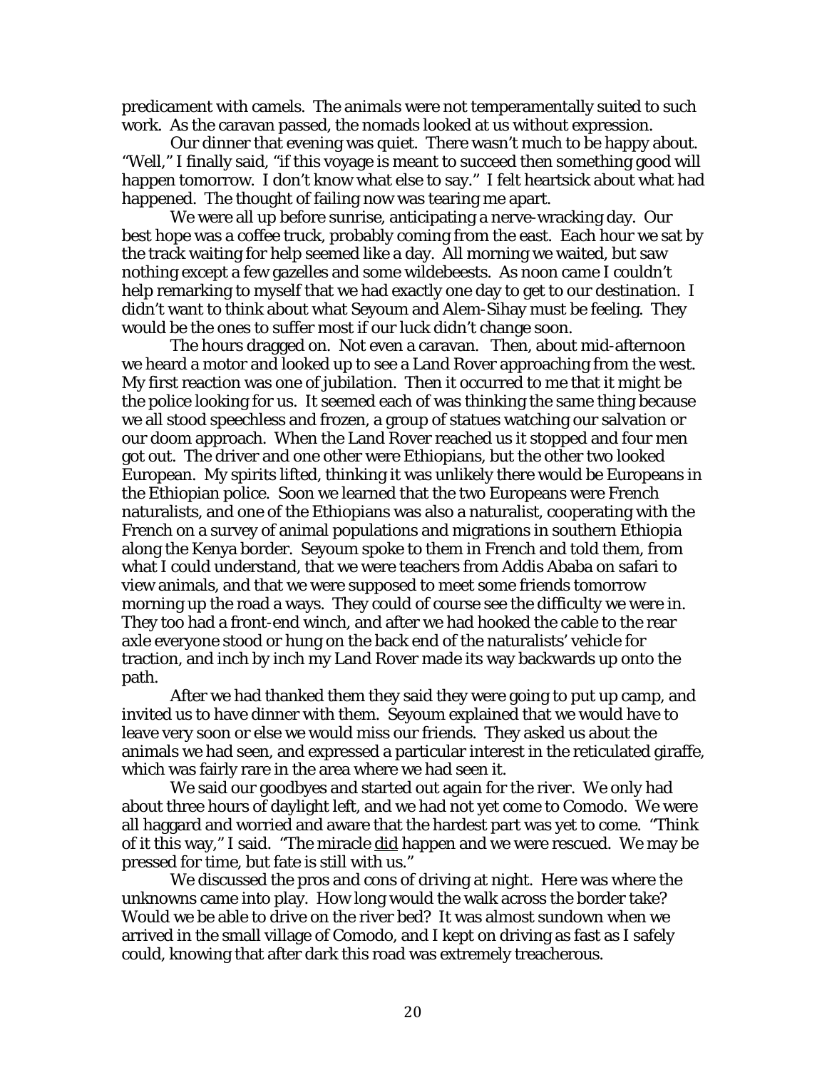predicament with camels. The animals were not temperamentally suited to such work. As the caravan passed, the nomads looked at us without expression.

Our dinner that evening was quiet. There wasn't much to be happy about. "Well," I finally said, "if this voyage is meant to succeed then something good will happen tomorrow. I don't know what else to say." I felt heartsick about what had happened. The thought of failing now was tearing me apart.

We were all up before sunrise, anticipating a nerve-wracking day. Our best hope was a coffee truck, probably coming from the east. Each hour we sat by the track waiting for help seemed like a day. All morning we waited, but saw nothing except a few gazelles and some wildebeests. As noon came I couldn't help remarking to myself that we had exactly one day to get to our destination. I didn't want to think about what Seyoum and Alem-Sihay must be feeling. They would be the ones to suffer most if our luck didn't change soon.

The hours dragged on. Not even a caravan. Then, about mid-afternoon we heard a motor and looked up to see a Land Rover approaching from the west. My first reaction was one of jubilation. Then it occurred to me that it might be the police looking for us. It seemed each of was thinking the same thing because we all stood speechless and frozen, a group of statues watching our salvation or our doom approach. When the Land Rover reached us it stopped and four men got out. The driver and one other were Ethiopians, but the other two looked European. My spirits lifted, thinking it was unlikely there would be Europeans in the Ethiopian police. Soon we learned that the two Europeans were French naturalists, and one of the Ethiopians was also a naturalist, cooperating with the French on a survey of animal populations and migrations in southern Ethiopia along the Kenya border. Seyoum spoke to them in French and told them, from what I could understand, that we were teachers from Addis Ababa on safari to view animals, and that we were supposed to meet some friends tomorrow morning up the road a ways. They could of course see the difficulty we were in. They too had a front-end winch, and after we had hooked the cable to the rear axle everyone stood or hung on the back end of the naturalists' vehicle for traction, and inch by inch my Land Rover made its way backwards up onto the path.

After we had thanked them they said they were going to put up camp, and invited us to have dinner with them. Seyoum explained that we would have to leave very soon or else we would miss our friends. They asked us about the animals we had seen, and expressed a particular interest in the reticulated giraffe, which was fairly rare in the area where we had seen it.

We said our goodbyes and started out again for the river. We only had about three hours of daylight left, and we had not yet come to Comodo. We were all haggard and worried and aware that the hardest part was yet to come. "Think of it this way," I said. "The miracle <u>did</u> happen and we were rescued. We may be pressed for time, but fate is still with us."

We discussed the pros and cons of driving at night. Here was where the unknowns came into play. How long would the walk across the border take? Would we be able to drive on the river bed? It was almost sundown when we arrived in the small village of Comodo, and I kept on driving as fast as I safely could, knowing that after dark this road was extremely treacherous.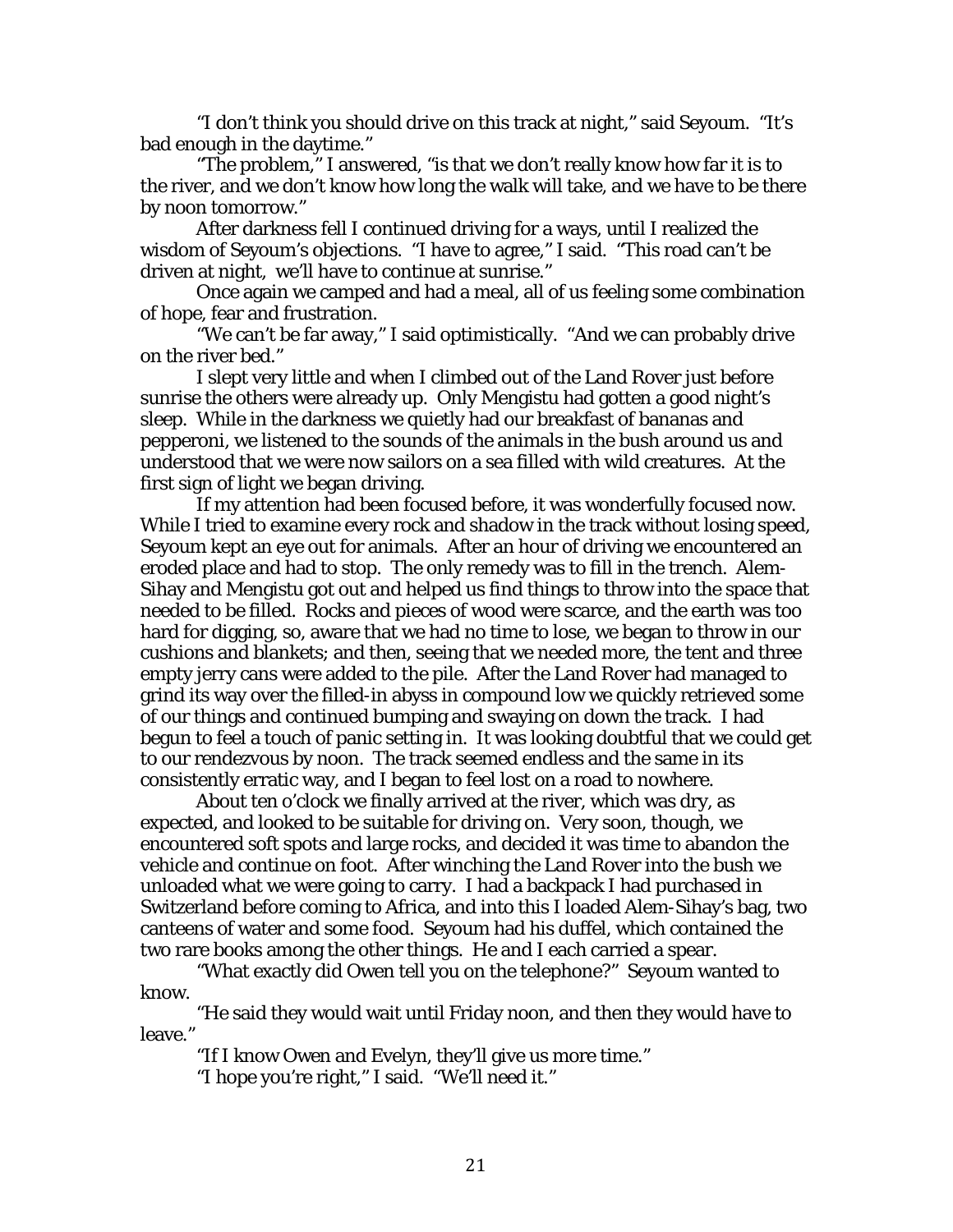"I don't think you should drive on this track at night," said Seyoum. "It's bad enough in the daytime."

"The problem," I answered, "is that we don't really know how far it is to the river, and we don't know how long the walk will take, and we have to be there by noon tomorrow."

After darkness fell I continued driving for a ways, until I realized the wisdom of Seyoum's objections. "I have to agree," I said. "This road can't be driven at night, we'll have to continue at sunrise."

Once again we camped and had a meal, all of us feeling some combination of hope, fear and frustration.

"We can't be far away," I said optimistically. "And we can probably drive on the river bed."

I slept very little and when I climbed out of the Land Rover just before sunrise the others were already up. Only Mengistu had gotten a good night's sleep. While in the darkness we quietly had our breakfast of bananas and pepperoni, we listened to the sounds of the animals in the bush around us and understood that we were now sailors on a sea filled with wild creatures. At the first sign of light we began driving.

If my attention had been focused before, it was wonderfully focused now. While I tried to examine every rock and shadow in the track without losing speed, Seyoum kept an eye out for animals. After an hour of driving we encountered an eroded place and had to stop. The only remedy was to fill in the trench. Alem-Sihay and Mengistu got out and helped us find things to throw into the space that needed to be filled. Rocks and pieces of wood were scarce, and the earth was too hard for digging, so, aware that we had no time to lose, we began to throw in our cushions and blankets; and then, seeing that we needed more, the tent and three empty jerry cans were added to the pile. After the Land Rover had managed to grind its way over the filled-in abyss in compound low we quickly retrieved some of our things and continued bumping and swaying on down the track. I had begun to feel a touch of panic setting in. It was looking doubtful that we could get to our rendezvous by noon. The track seemed endless and the same in its consistently erratic way, and I began to feel lost on a road to nowhere.

About ten o'clock we finally arrived at the river, which was dry, as expected, and looked to be suitable for driving on. Very soon, though, we encountered soft spots and large rocks, and decided it was time to abandon the vehicle and continue on foot. After winching the Land Rover into the bush we unloaded what we were going to carry. I had a backpack I had purchased in Switzerland before coming to Africa, and into this I loaded Alem-Sihay's bag, two canteens of water and some food. Seyoum had his duffel, which contained the two rare books among the other things. He and I each carried a spear.

"What exactly did Owen tell you on the telephone?" Seyoum wanted to know.

"He said they would wait until Friday noon, and then they would have to leave."

"If I know Owen and Evelyn, they'll give us more time."

"I hope you're right," I said. "We'll need it."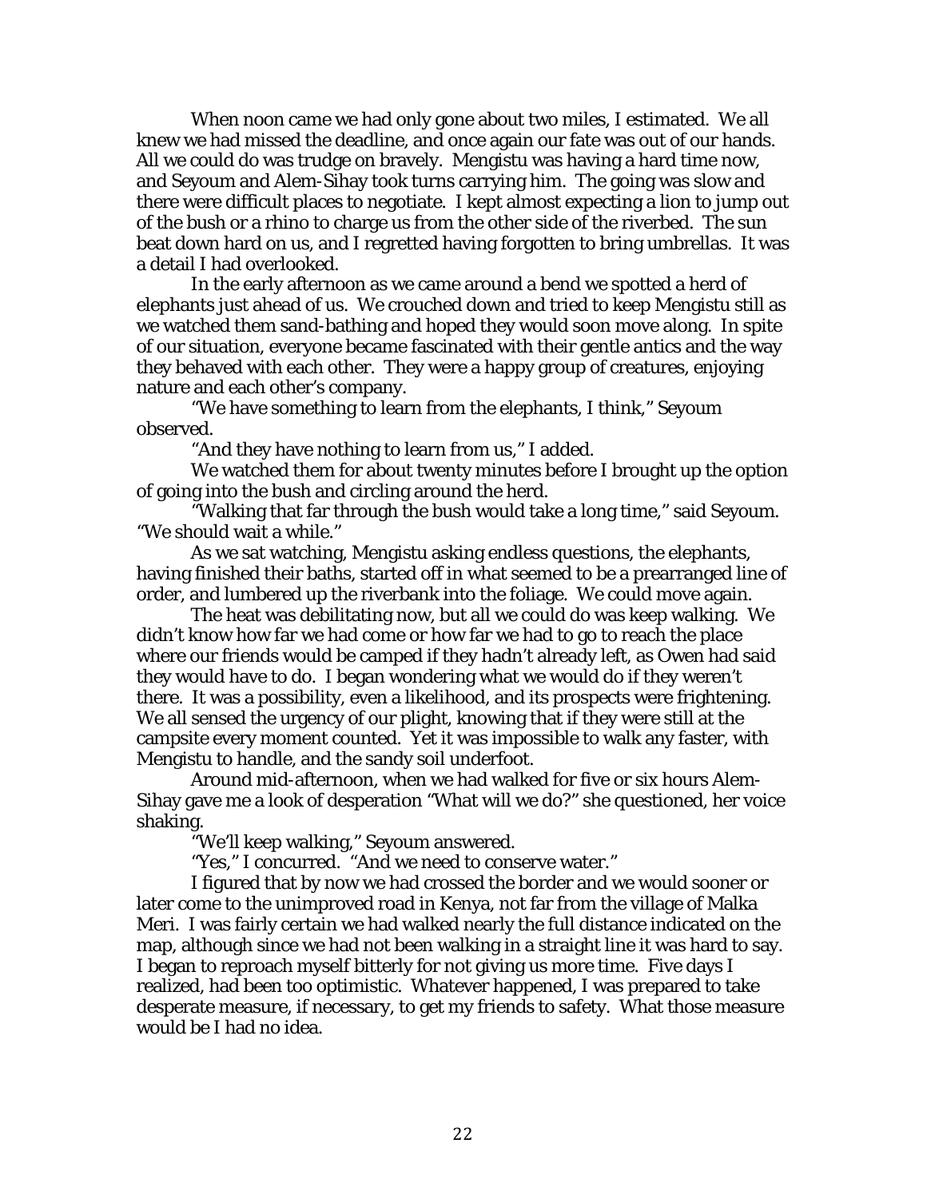When noon came we had only gone about two miles, I estimated. We all knew we had missed the deadline, and once again our fate was out of our hands. All we could do was trudge on bravely. Mengistu was having a hard time now, and Seyoum and Alem-Sihay took turns carrying him. The going was slow and there were difficult places to negotiate. I kept almost expecting a lion to jump out of the bush or a rhino to charge us from the other side of the riverbed. The sun beat down hard on us, and I regretted having forgotten to bring umbrellas. It was a detail I had overlooked.

In the early afternoon as we came around a bend we spotted a herd of elephants just ahead of us. We crouched down and tried to keep Mengistu still as we watched them sand-bathing and hoped they would soon move along. In spite of our situation, everyone became fascinated with their gentle antics and the way they behaved with each other. They were a happy group of creatures, enjoying nature and each other's company.

"We have something to learn from the elephants, I think," Seyoum observed.

"And they have nothing to learn from us," I added.

We watched them for about twenty minutes before I brought up the option of going into the bush and circling around the herd.

"Walking that far through the bush would take a long time," said Seyoum. "We should wait a while."

As we sat watching, Mengistu asking endless questions, the elephants, having finished their baths, started off in what seemed to be a prearranged line of order, and lumbered up the riverbank into the foliage. We could move again.

The heat was debilitating now, but all we could do was keep walking. We didn't know how far we had come or how far we had to go to reach the place where our friends would be camped if they hadn't already left, as Owen had said they would have to do. I began wondering what we would do if they weren't there. It was a possibility, even a likelihood, and its prospects were frightening. We all sensed the urgency of our plight, knowing that if they were still at the campsite every moment counted. Yet it was impossible to walk any faster, with Mengistu to handle, and the sandy soil underfoot.

Around mid-afternoon, when we had walked for five or six hours Alem-Sihay gave me a look of desperation "What will we do?" she questioned, her voice shaking.

"We'll keep walking," Seyoum answered.

"Yes," I concurred. "And we need to conserve water."

I figured that by now we had crossed the border and we would sooner or later come to the unimproved road in Kenya, not far from the village of Malka Meri. I was fairly certain we had walked nearly the full distance indicated on the map, although since we had not been walking in a straight line it was hard to say. I began to reproach myself bitterly for not giving us more time. Five days I realized, had been too optimistic. Whatever happened, I was prepared to take desperate measure, if necessary, to get my friends to safety. What those measure would be I had no idea.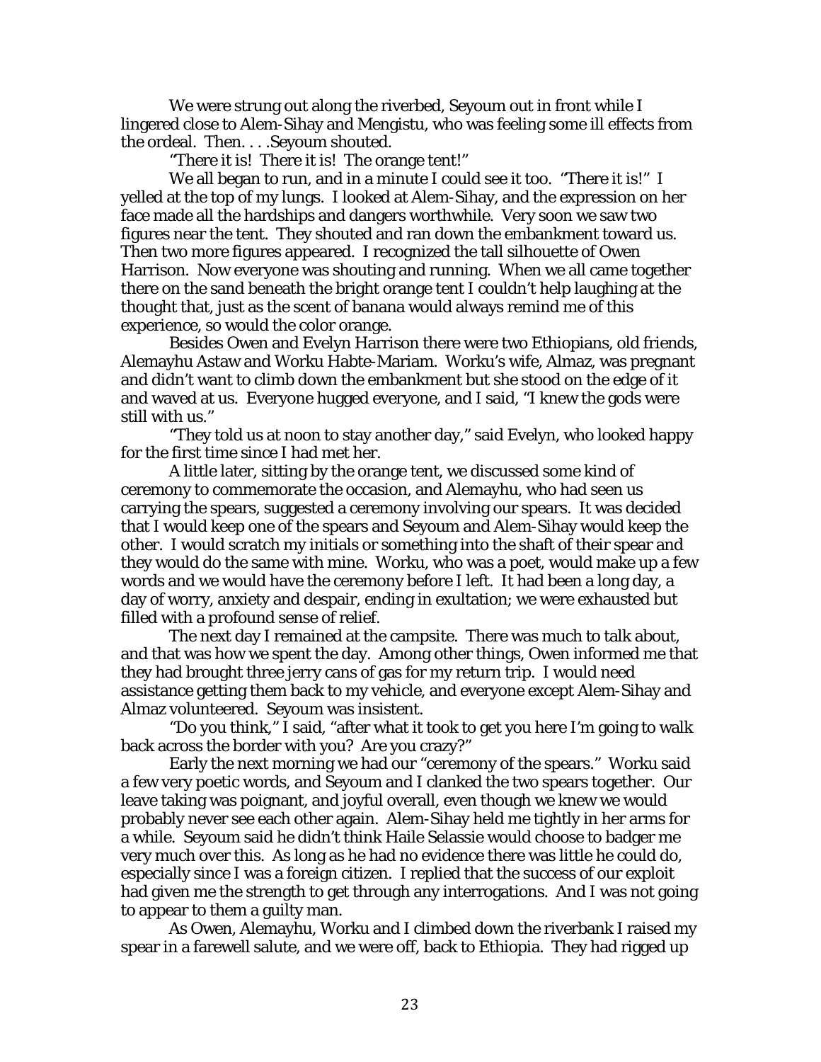We were strung out along the riverbed, Seyoum out in front while I lingered close to Alem-Sihay and Mengistu, who was feeling some ill effects from the ordeal. Then. . . .Seyoum shouted.

"There it is! There it is! The orange tent!"

We all began to run, and in a minute I could see it too. "There it is!" I yelled at the top of my lungs. I looked at Alem-Sihay, and the expression on her face made all the hardships and dangers worthwhile. Very soon we saw two figures near the tent. They shouted and ran down the embankment toward us. Then two more figures appeared. I recognized the tall silhouette of Owen Harrison. Now everyone was shouting and running. When we all came together there on the sand beneath the bright orange tent I couldn't help laughing at the thought that, just as the scent of banana would always remind me of this experience, so would the color orange.

Besides Owen and Evelyn Harrison there were two Ethiopians, old friends, Alemayhu Astaw and Worku Habte-Mariam. Worku's wife, Almaz, was pregnant and didn't want to climb down the embankment but she stood on the edge of it and waved at us. Everyone hugged everyone, and I said, "I knew the gods were still with us."

"They told us at noon to stay another day," said Evelyn, who looked happy for the first time since I had met her.

A little later, sitting by the orange tent, we discussed some kind of ceremony to commemorate the occasion, and Alemayhu, who had seen us carrying the spears, suggested a ceremony involving our spears. It was decided that I would keep one of the spears and Seyoum and Alem-Sihay would keep the other. I would scratch my initials or something into the shaft of their spear and they would do the same with mine. Worku, who was a poet, would make up a few words and we would have the ceremony before I left. It had been a long day, a day of worry, anxiety and despair, ending in exultation; we were exhausted but filled with a profound sense of relief.

The next day I remained at the campsite. There was much to talk about, and that was how we spent the day. Among other things, Owen informed me that they had brought three jerry cans of gas for my return trip. I would need assistance getting them back to my vehicle, and everyone except Alem-Sihay and Almaz volunteered. Seyoum was insistent.

"Do you think," I said, "after what it took to get you here I'm going to walk back across the border with you? Are you crazy?"

Early the next morning we had our "ceremony of the spears." Worku said a few very poetic words, and Seyoum and I clanked the two spears together. Our leave taking was poignant, and joyful overall, even though we knew we would probably never see each other again. Alem-Sihay held me tightly in her arms for a while. Seyoum said he didn't think Haile Selassie would choose to badger me very much over this. As long as he had no evidence there was little he could do, especially since I was a foreign citizen. I replied that the success of our exploit had given me the strength to get through any interrogations. And I was not going to appear to them a guilty man.

As Owen, Alemayhu, Worku and I climbed down the riverbank I raised my spear in a farewell salute, and we were off, back to Ethiopia. They had rigged up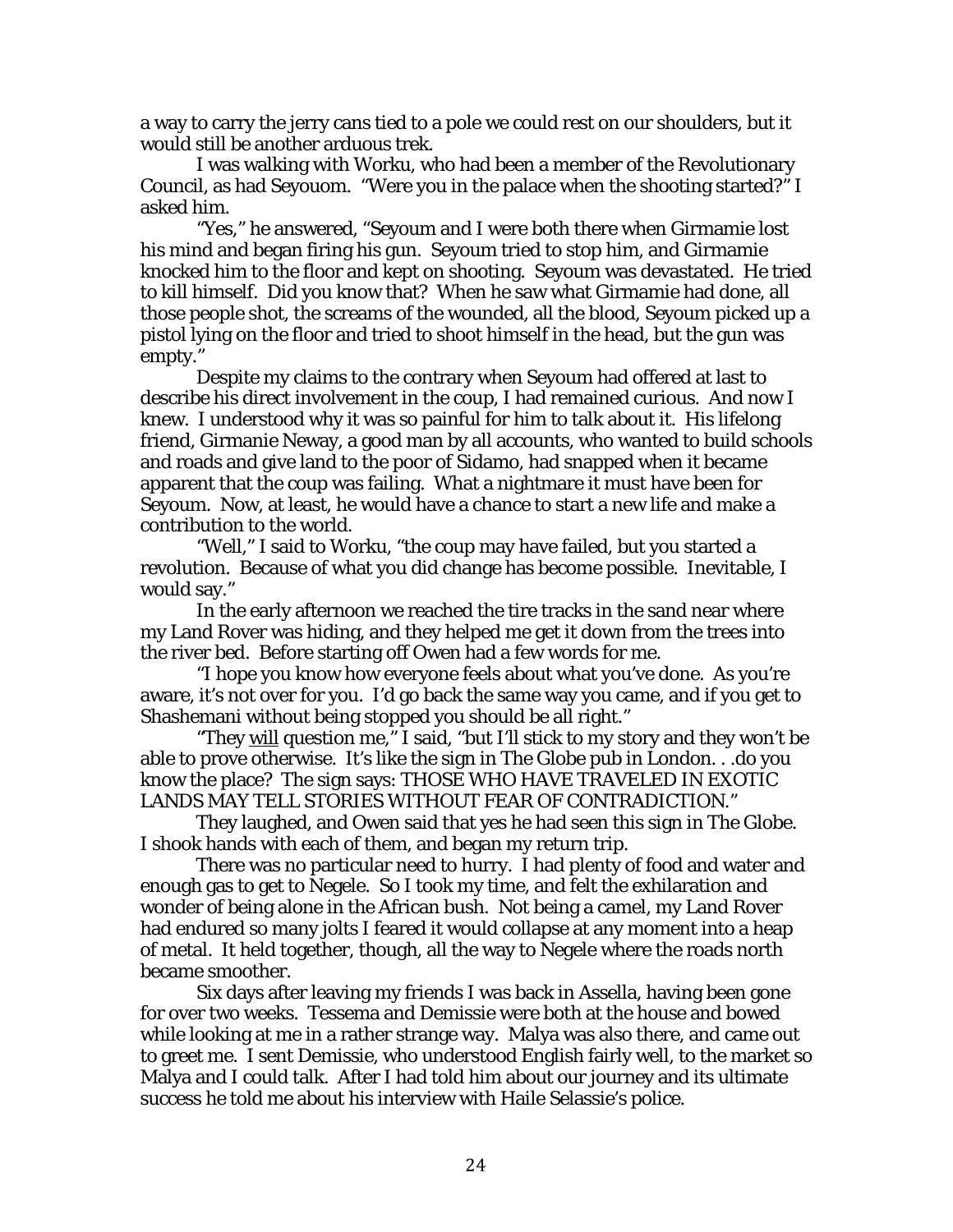a way to carry the jerry cans tied to a pole we could rest on our shoulders, but it would still be another arduous trek.

I was walking with Worku, who had been a member of the Revolutionary Council, as had Seyouom. "Were you in the palace when the shooting started?" I asked him.

"Yes," he answered, "Seyoum and I were both there when Girmamie lost his mind and began firing his gun. Seyoum tried to stop him, and Girmamie knocked him to the floor and kept on shooting. Seyoum was devastated. He tried to kill himself. Did you know that? When he saw what Girmamie had done, all those people shot, the screams of the wounded, all the blood, Seyoum picked up a pistol lying on the floor and tried to shoot himself in the head, but the gun was empty."

Despite my claims to the contrary when Seyoum had offered at last to describe his direct involvement in the coup, I had remained curious. And now I knew. I understood why it was so painful for him to talk about it. His lifelong friend, Girmanie Neway, a good man by all accounts, who wanted to build schools and roads and give land to the poor of Sidamo, had snapped when it became apparent that the coup was failing. What a nightmare it must have been for Seyoum. Now, at least, he would have a chance to start a new life and make a contribution to the world.

"Well," I said to Worku, "the coup may have failed, but you started a revolution. Because of what you did change has become possible. Inevitable, I would say."

In the early afternoon we reached the tire tracks in the sand near where my Land Rover was hiding, and they helped me get it down from the trees into the river bed. Before starting off Owen had a few words for me.

"I hope you know how everyone feels about what you've done. As you're aware, it's not over for you. I'd go back the same way you came, and if you get to Shashemani without being stopped you should be all right."

"They <u>will</u> question me," I said, "but I'll stick to my story and they won't be able to prove otherwise. It's like the sign in The Globe pub in London. . .do you know the place? The sign says: THOSE WHO HAVE TRAVELED IN EXOTIC LANDS MAY TELL STORIES WITHOUT FEAR OF CONTRADICTION."

They laughed, and Owen said that yes he had seen this sign in The Globe. I shook hands with each of them, and began my return trip.

There was no particular need to hurry. I had plenty of food and water and enough gas to get to Negele. So I took my time, and felt the exhilaration and wonder of being alone in the African bush. Not being a camel, my Land Rover had endured so many jolts I feared it would collapse at any moment into a heap of metal. It held together, though, all the way to Negele where the roads north became smoother.

Six days after leaving my friends I was back in Assella, having been gone for over two weeks. Tessema and Demissie were both at the house and bowed while looking at me in a rather strange way. Malya was also there, and came out to greet me. I sent Demissie, who understood English fairly well, to the market so Malya and I could talk. After I had told him about our journey and its ultimate success he told me about his interview with Haile Selassie's police.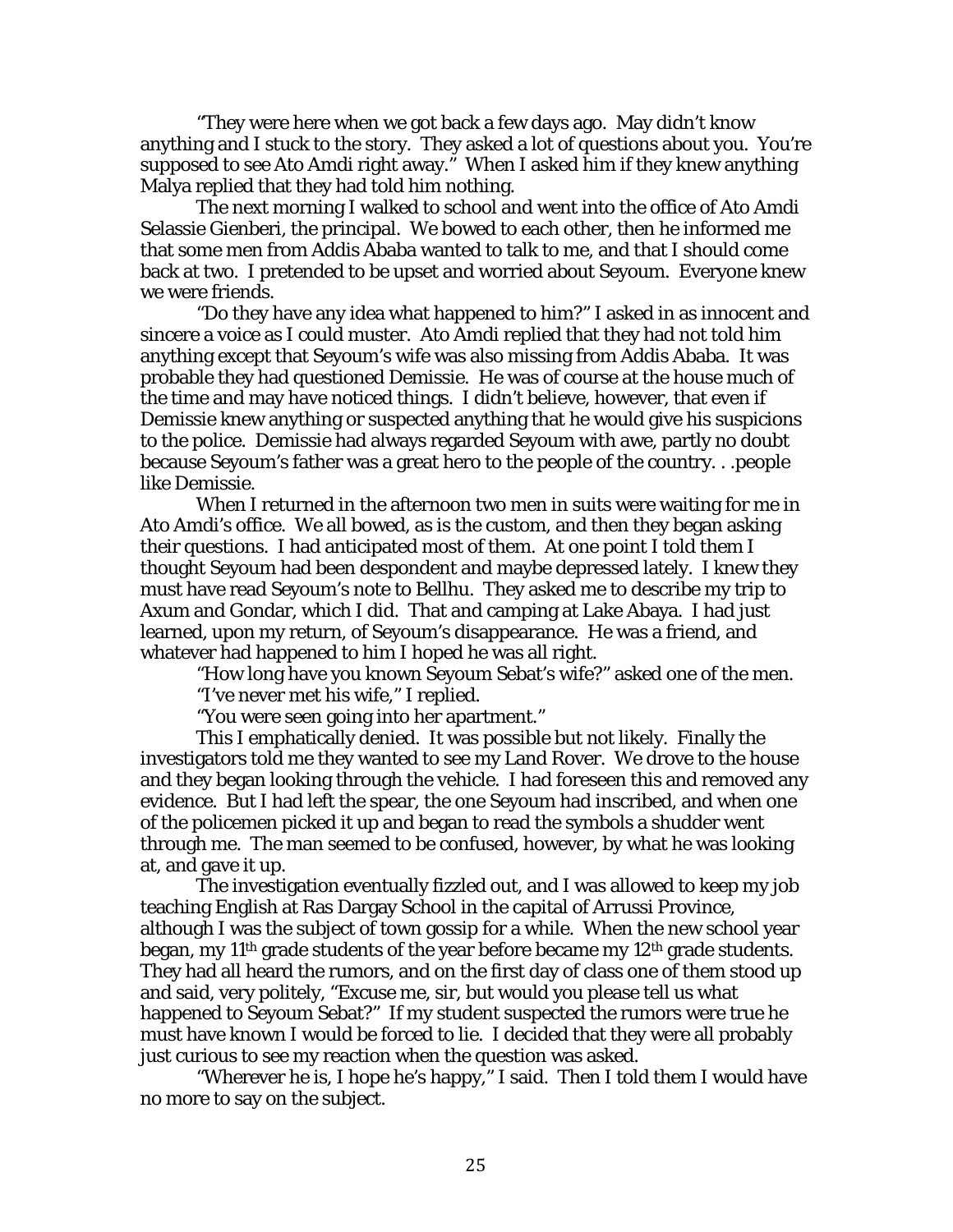"They were here when we got back a few days ago. May didn't know anything and I stuck to the story. They asked a lot of questions about you. You're supposed to see Ato Amdi right away." When I asked him if they knew anything Malya replied that they had told him nothing.

The next morning I walked to school and went into the office of Ato Amdi Selassie Gienberi, the principal. We bowed to each other, then he informed me that some men from Addis Ababa wanted to talk to me, and that I should come back at two. I pretended to be upset and worried about Seyoum. Everyone knew we were friends.

"Do they have any idea what happened to him?" I asked in as innocent and sincere a voice as I could muster. Ato Amdi replied that they had not told him anything except that Seyoum's wife was also missing from Addis Ababa. It was probable they had questioned Demissie. He was of course at the house much of the time and may have noticed things. I didn't believe, however, that even if Demissie knew anything or suspected anything that he would give his suspicions to the police. Demissie had always regarded Seyoum with awe, partly no doubt because Seyoum's father was a great hero to the people of the country. . .people like Demissie.

When I returned in the afternoon two men in suits were waiting for me in Ato Amdi's office. We all bowed, as is the custom, and then they began asking their questions. I had anticipated most of them. At one point I told them I thought Seyoum had been despondent and maybe depressed lately. I knew they must have read Seyoum's note to Bellhu. They asked me to describe my trip to Axum and Gondar, which I did. That and camping at Lake Abaya. I had just learned, upon my return, of Seyoum's disappearance. He was a friend, and whatever had happened to him I hoped he was all right.

"How long have you known Seyoum Sebat's wife?" asked one of the men.

"I've never met his wife," I replied.

"You were seen going into her apartment."

This I emphatically denied. It was possible but not likely. Finally the investigators told me they wanted to see my Land Rover. We drove to the house and they began looking through the vehicle. I had foreseen this and removed any evidence. But I had left the spear, the one Seyoum had inscribed, and when one of the policemen picked it up and began to read the symbols a shudder went through me. The man seemed to be confused, however, by what he was looking at, and gave it up.

The investigation eventually fizzled out, and I was allowed to keep my job teaching English at Ras Dargay School in the capital of Arrussi Province, although I was the subject of town gossip for a while. When the new school year began, my 11th grade students of the year before became my 12th grade students. They had all heard the rumors, and on the first day of class one of them stood up and said, very politely, "Excuse me, sir, but would you please tell us what happened to Seyoum Sebat?" If my student suspected the rumors were true he must have known I would be forced to lie. I decided that they were all probably just curious to see my reaction when the question was asked.

"Wherever he is, I hope he's happy," I said. Then I told them I would have no more to say on the subject.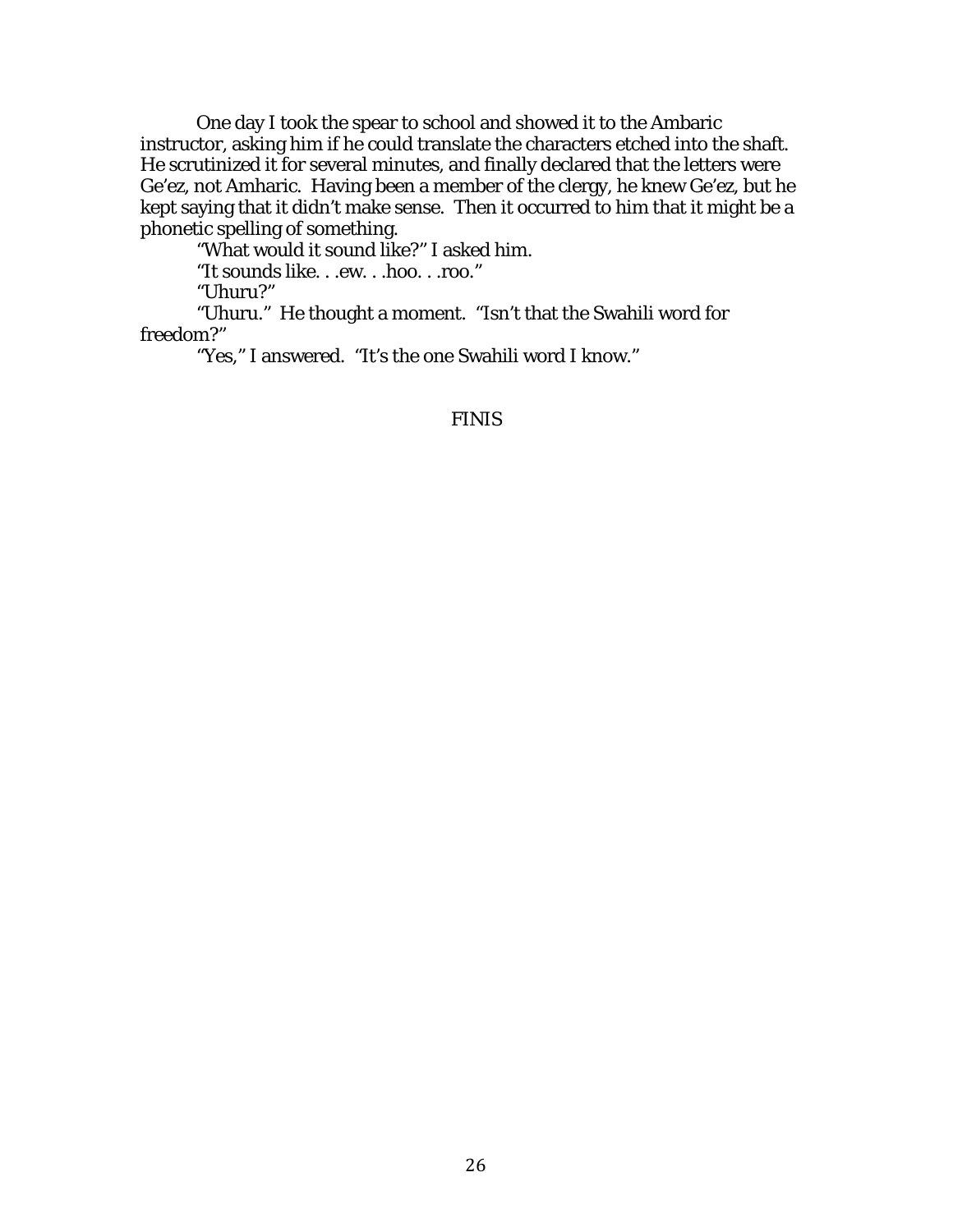One day I took the spear to school and showed it to the Ambaric instructor, asking him if he could translate the characters etched into the shaft. He scrutinized it for several minutes, and finally declared that the letters were Ge'ez, not Amharic. Having been a member of the clergy, he knew Ge'ez, but he kept saying that it didn't make sense. Then it occurred to him that it might be a phonetic spelling of something.

"What would it sound like?" I asked him.

"It sounds like. . .ew. . .hoo. . .roo."

"Uhuru?"

"Uhuru." He thought a moment. "Isn't that the Swahili word for freedom?"

"Yes," I answered. "It's the one Swahili word I know."

FINIS